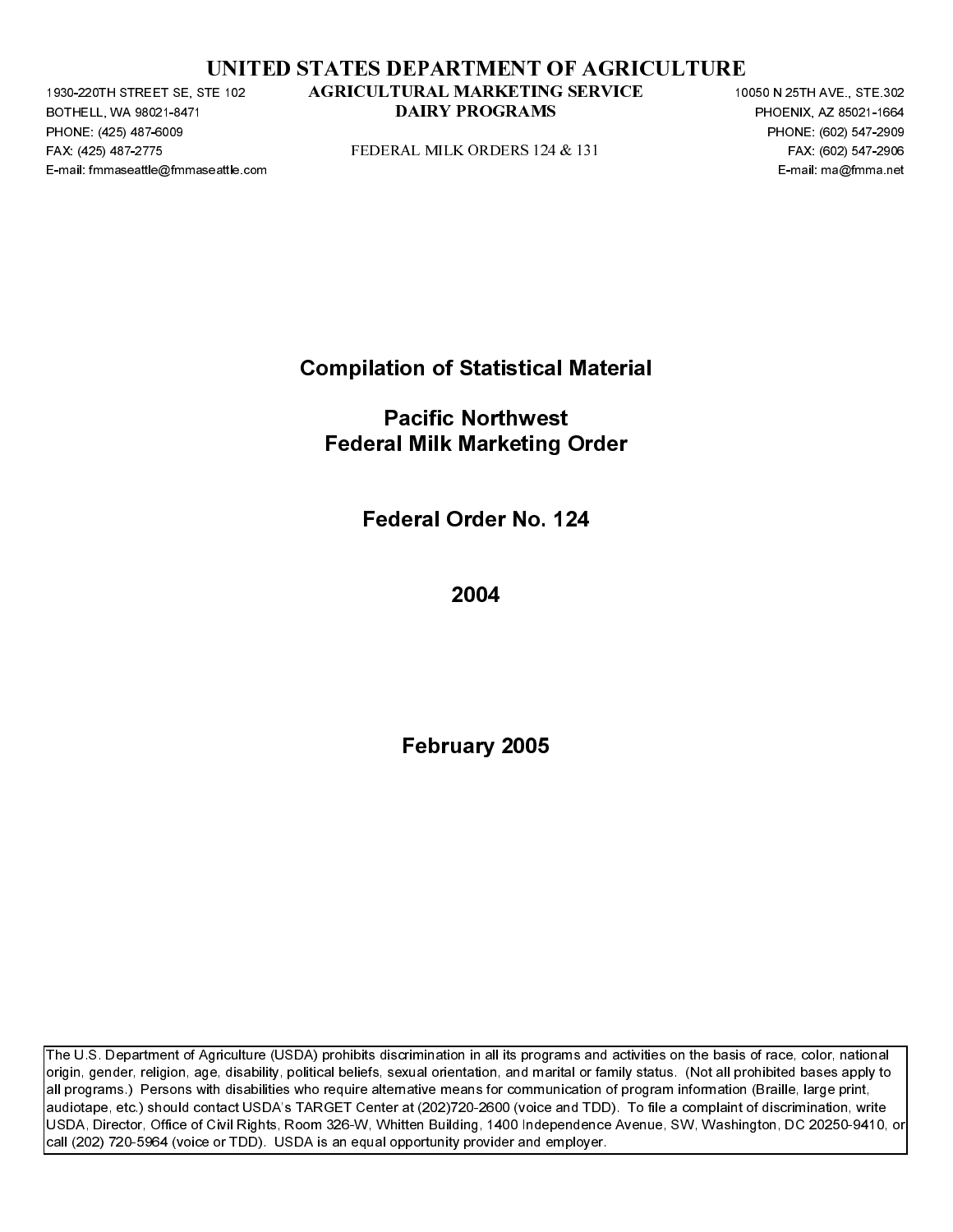# UNITED STATES DEPARTMENT OF AGRICULTURE

1930-220TH STREET SE, STE 102
BOTHELL, WA 98021-8471
PHONE: (425) 487-6009
FAX: (425) 487-2775
E-mail: fmmaseattle@fmmaseattle.com

**AGRICULTURAL MARKETING SERVICE**
**DAIRY PROGRAMS**

FEDERAL MILK ORDERS 124 & 131

10050 N 25TH AVE., STE.302
PHOENIX, AZ 85021-1664
PHONE: (602) 547-2909
FAX: (602) 547-2906
E-mail: ma@fmma.net

## Compilation of Statistical Material

## Pacific Northwest Federal Milk Marketing Order

## Federal Order No. 124

## 2004

## February 2005

The U.S. Department of Agriculture (USDA) prohibits discrimination in all its programs and activities on the basis of race, color, national origin, gender, religion, age, disability, political beliefs, sexual orientation, and marital or family status. (Not all prohibited bases apply to all programs.) Persons with disabilities who require alternative means for communication of program information (Braille, large print, audiotape, etc.) should contact USDA's TARGET Center at (202)720-2600 (voice and TDD). To file a complaint of discrimination, write USDA, Director, Office of Civil Rights, Room 326-W, Whitten Building, 1400 Independence Avenue, SW, Washington, DC 20250-9410, or call (202) 720-5964 (voice or TDD). USDA is an equal opportunity provider and employer.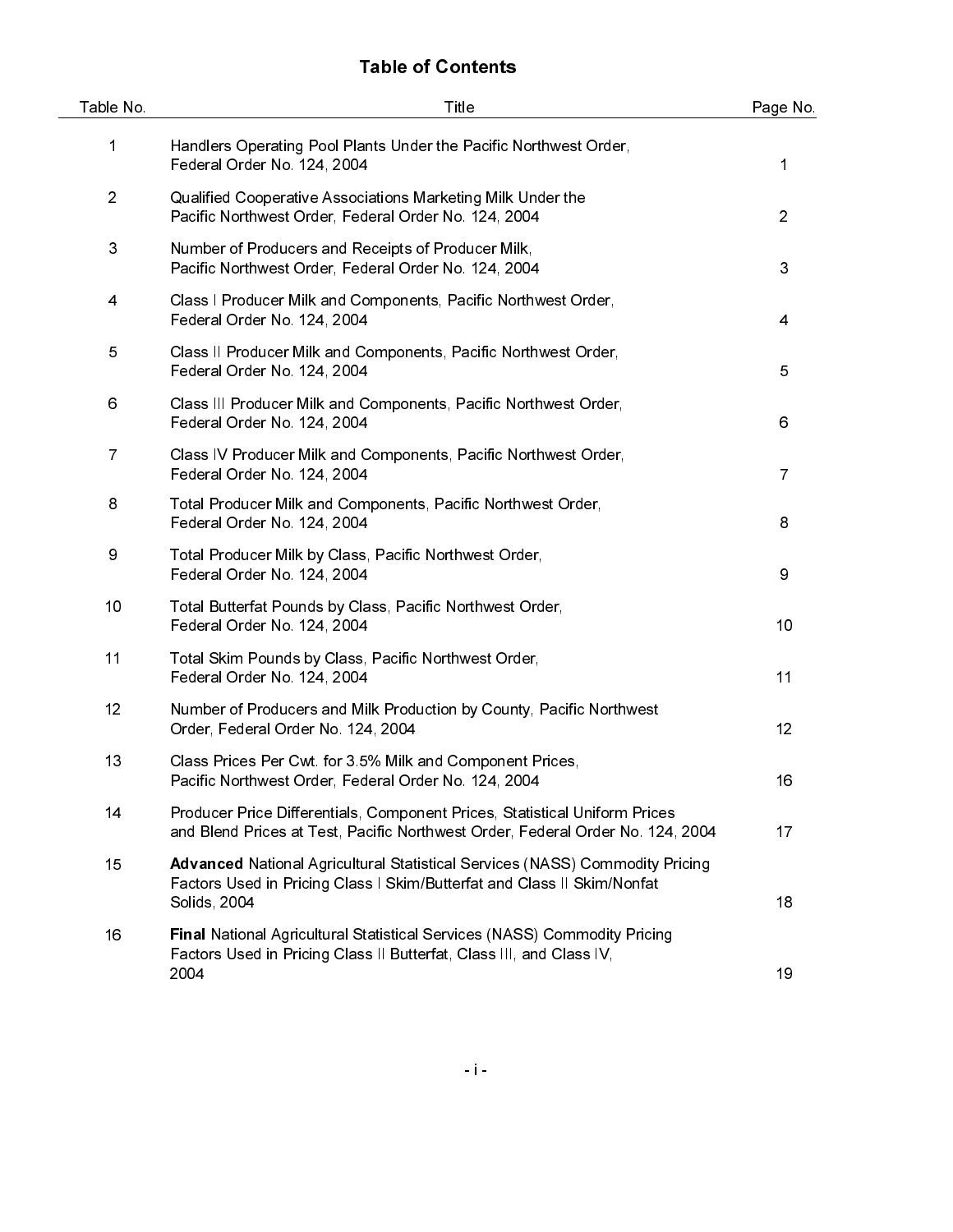# Table of Contents

| Table No. | Title | Page No. |
|---|---|---|
| 1 | Handlers Operating Pool Plants Under the Pacific Northwest Order, Federal Order No. 124, 2004 | 1 |
| 2 | Qualified Cooperative Associations Marketing Milk Under the Pacific Northwest Order, Federal Order No. 124, 2004 | 2 |
| 3 | Number of Producers and Receipts of Producer Milk, Pacific Northwest Order, Federal Order No. 124, 2004 | 3 |
| 4 | Class I Producer Milk and Components, Pacific Northwest Order, Federal Order No. 124, 2004 | 4 |
| 5 | Class II Producer Milk and Components, Pacific Northwest Order, Federal Order No. 124, 2004 | 5 |
| 6 | Class III Producer Milk and Components, Pacific Northwest Order, Federal Order No. 124, 2004 | 6 |
| 7 | Class IV Producer Milk and Components, Pacific Northwest Order, Federal Order No. 124, 2004 | 7 |
| 8 | Total Producer Milk and Components, Pacific Northwest Order, Federal Order No. 124, 2004 | 8 |
| 9 | Total Producer Milk by Class, Pacific Northwest Order, Federal Order No. 124, 2004 | 9 |
| 10 | Total Butterfat Pounds by Class, Pacific Northwest Order, Federal Order No. 124, 2004 | 10 |
| 11 | Total Skim Pounds by Class, Pacific Northwest Order, Federal Order No. 124, 2004 | 11 |
| 12 | Number of Producers and Milk Production by County, Pacific Northwest Order, Federal Order No. 124, 2004 | 12 |
| 13 | Class Prices Per Cwt. for 3.5% Milk and Component Prices, Pacific Northwest Order, Federal Order No. 124, 2004 | 16 |
| 14 | Producer Price Differentials, Component Prices, Statistical Uniform Prices and Blend Prices at Test, Pacific Northwest Order, Federal Order No. 124, 2004 | 17 |
| 15 | **Advanced** National Agricultural Statistical Services (NASS) Commodity Pricing Factors Used in Pricing Class I Skim/Butterfat and Class II Skim/Nonfat Solids, 2004 | 18 |
| 16 | **Final** National Agricultural Statistical Services (NASS) Commodity Pricing Factors Used in Pricing Class II Butterfat, Class III, and Class IV, 2004 | 19 |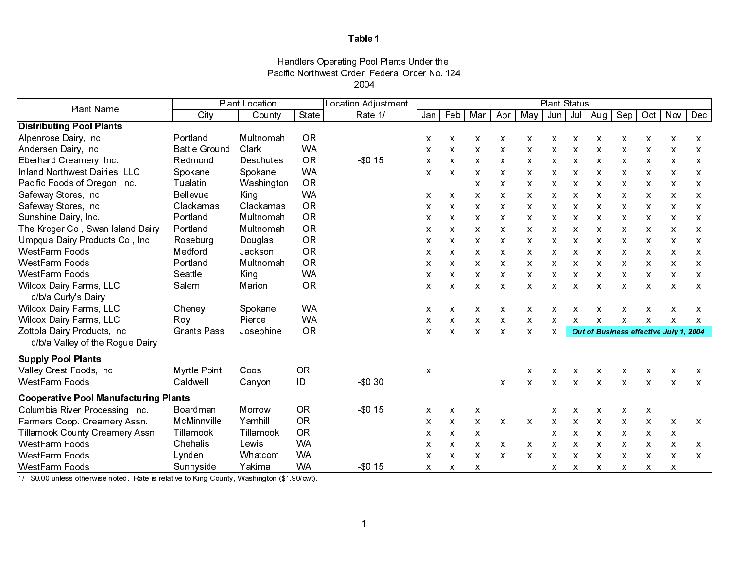# Table 1

Handlers Operating Pool Plants Under the
Pacific Northwest Order, Federal Order No. 124
2004

| Plant Name | Plant Location | | | Location Adjustment | Plant Status | | | | | | | | | | | |
|---|---|---|---|---|---|---|---|---|---|---|---|---|---|---|---|---|
| | City | County | State | Rate 1/ | Jan | Feb | Mar | Apr | May | Jun | Jul | Aug | Sep | Oct | Nov | Dec |
| **Distributing Pool Plants** | | | | | | | | | | | | | | | | |
| Alpenrose Dairy, Inc. | Portland | Multnomah | OR | | x | x | x | x | x | x | x | x | x | x | x | x |
| Andersen Dairy, Inc. | Battle Ground | Clark | WA | | x | x | x | x | x | x | x | x | x | x | x | x |
| Eberhard Creamery, Inc. | Redmond | Deschutes | OR | -$0.15 | x | x | x | x | x | x | x | x | x | x | x | x |
| Inland Northwest Dairies, LLC | Spokane | Spokane | WA | | x | x | x | x | x | x | x | x | x | x | x | x |
| Pacific Foods of Oregon, Inc. | Tualatin | Washington | OR | | | | x | x | x | x | x | x | x | x | x | x |
| Safeway Stores, Inc. | Bellevue | King | WA | | x | x | x | x | x | x | x | x | x | x | x | x |
| Safeway Stores, Inc. | Clackamas | Clackamas | OR | | x | x | x | x | x | x | x | x | x | x | x | x |
| Sunshine Dairy, Inc. | Portland | Multnomah | OR | | x | x | x | x | x | x | x | x | x | x | x | x |
| The Kroger Co., Swan Island Dairy | Portland | Multnomah | OR | | x | x | x | x | x | x | x | x | x | x | x | x |
| Umpqua Dairy Products Co., Inc. | Roseburg | Douglas | OR | | x | x | x | x | x | x | x | x | x | x | x | x |
| WestFarm Foods | Medford | Jackson | OR | | x | x | x | x | x | x | x | x | x | x | x | x |
| WestFarm Foods | Portland | Multnomah | OR | | x | x | x | x | x | x | x | x | x | x | x | x |
| WestFarm Foods | Seattle | King | WA | | x | x | x | x | x | x | x | x | x | x | x | x |
| Wilcox Dairy Farms, LLC d/b/a Curly's Dairy | Salem | Marion | OR | | x | x | x | x | x | x | x | x | x | x | x | x |
| Wilcox Dairy Farms, LLC | Cheney | Spokane | WA | | x | x | x | x | x | x | x | x | x | x | x | x |
| Wilcox Dairy Farms, LLC | Roy | Pierce | WA | | x | x | x | x | x | x | x | x | x | x | x | x |
| Zottola Dairy Products, Inc. d/b/a Valley of the Rogue Dairy | Grants Pass | Josephine | OR | | x | x | x | x | x | x | *Out of Business effective July 1, 2004* | | | | | |
| **Supply Pool Plants** | | | | | | | | | | | | | | | | |
| Valley Crest Foods, Inc. | Myrtle Point | Coos | OR | | x | | | | x | x | x | x | x | x | x | x |
| WestFarm Foods | Caldwell | Canyon | ID | -$0.30 | | | | x | x | x | x | x | x | x | x | x |
| **Cooperative Pool Manufacturing Plants** | | | | | | | | | | | | | | | | |
| Columbia River Processing, Inc. | Boardman | Morrow | OR | -$0.15 | x | x | x | | | x | x | x | x | x | | |
| Farmers Coop. Creamery Assn. | McMinnville | Yamhill | OR | | x | x | x | x | x | x | x | x | x | x | x | x |
| Tillamook County Creamery Assn. | Tillamook | Tillamook | OR | | x | x | x | | | x | x | x | x | x | x | |
| WestFarm Foods | Chehalis | Lewis | WA | | x | x | x | x | x | x | x | x | x | x | x | x |
| WestFarm Foods | Lynden | Whatcom | WA | | x | x | x | x | x | x | x | x | x | x | x | x |
| WestFarm Foods | Sunnyside | Yakima | WA | -$0.15 | x | x | x | | | x | x | x | x | x | x | |

1/ $0.00 unless otherwise noted. Rate is relative to King County, Washington ($1.90/cwt).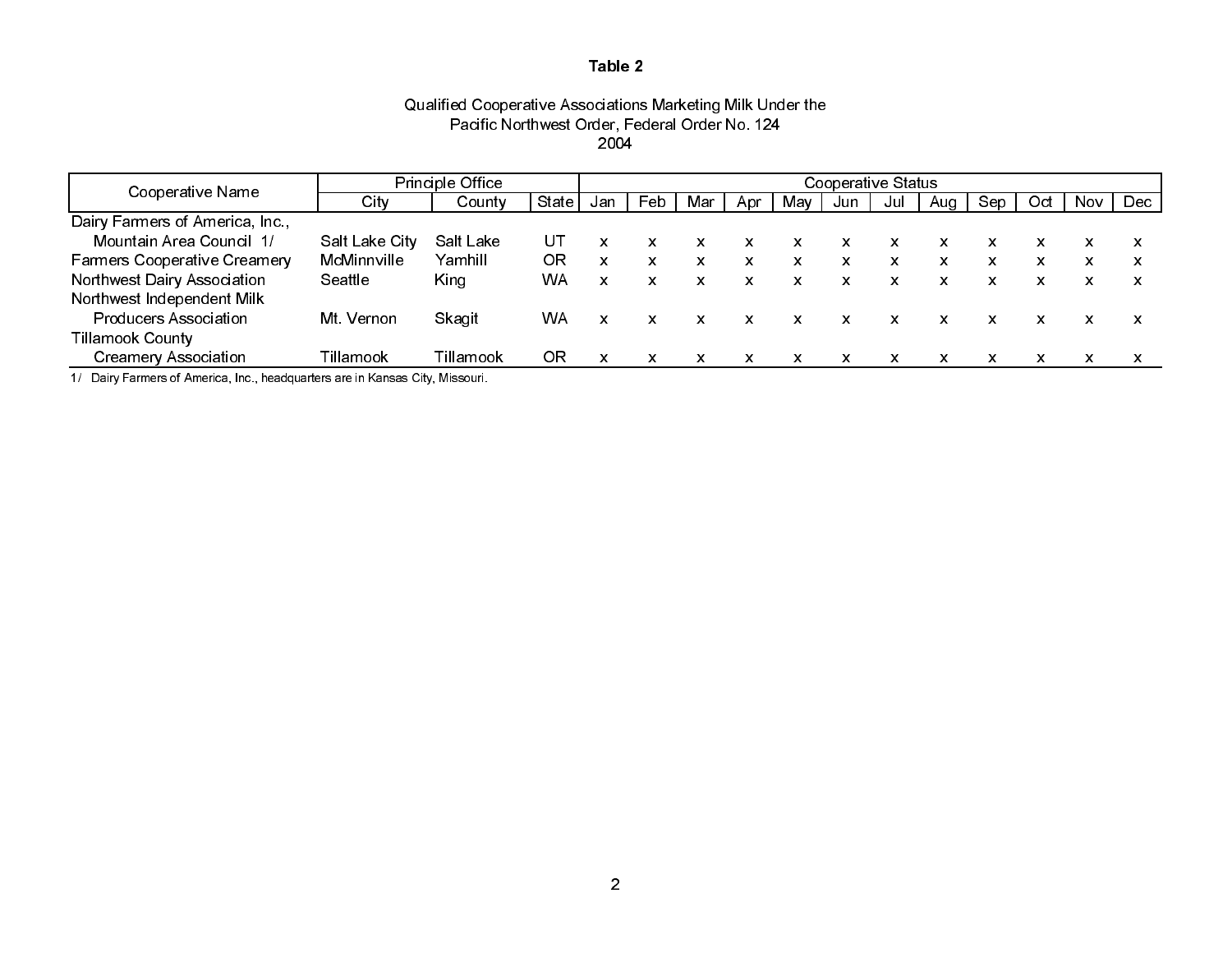**Table 2**

Qualified Cooperative Associations Marketing Milk Under the
Pacific Northwest Order, Federal Order No. 124
2004

| Cooperative Name | Principle Office | | | Cooperative Status | | | | | | | | | | | |
|---|---|---|---|---|---|---|---|---|---|---|---|---|---|---|---|
| | City | County | State | Jan | Feb | Mar | Apr | May | Jun | Jul | Aug | Sep | Oct | Nov | Dec |
| Dairy Farmers of America, Inc., Mountain Area Council 1/ | Salt Lake City | Salt Lake | UT | x | x | x | x | x | x | x | x | x | x | x | x |
| Farmers Cooperative Creamery | McMinnville | Yamhill | OR | x | x | x | x | x | x | x | x | x | x | x | x |
| Northwest Dairy Association | Seattle | King | WA | x | x | x | x | x | x | x | x | x | x | x | x |
| Northwest Independent Milk Producers Association | Mt. Vernon | Skagit | WA | x | x | x | x | x | x | x | x | x | x | x | x |
| Tillamook County Creamery Association | Tillamook | Tillamook | OR | x | x | x | x | x | x | x | x | x | x | x | x |

1/ Dairy Farmers of America, Inc., headquarters are in Kansas City, Missouri.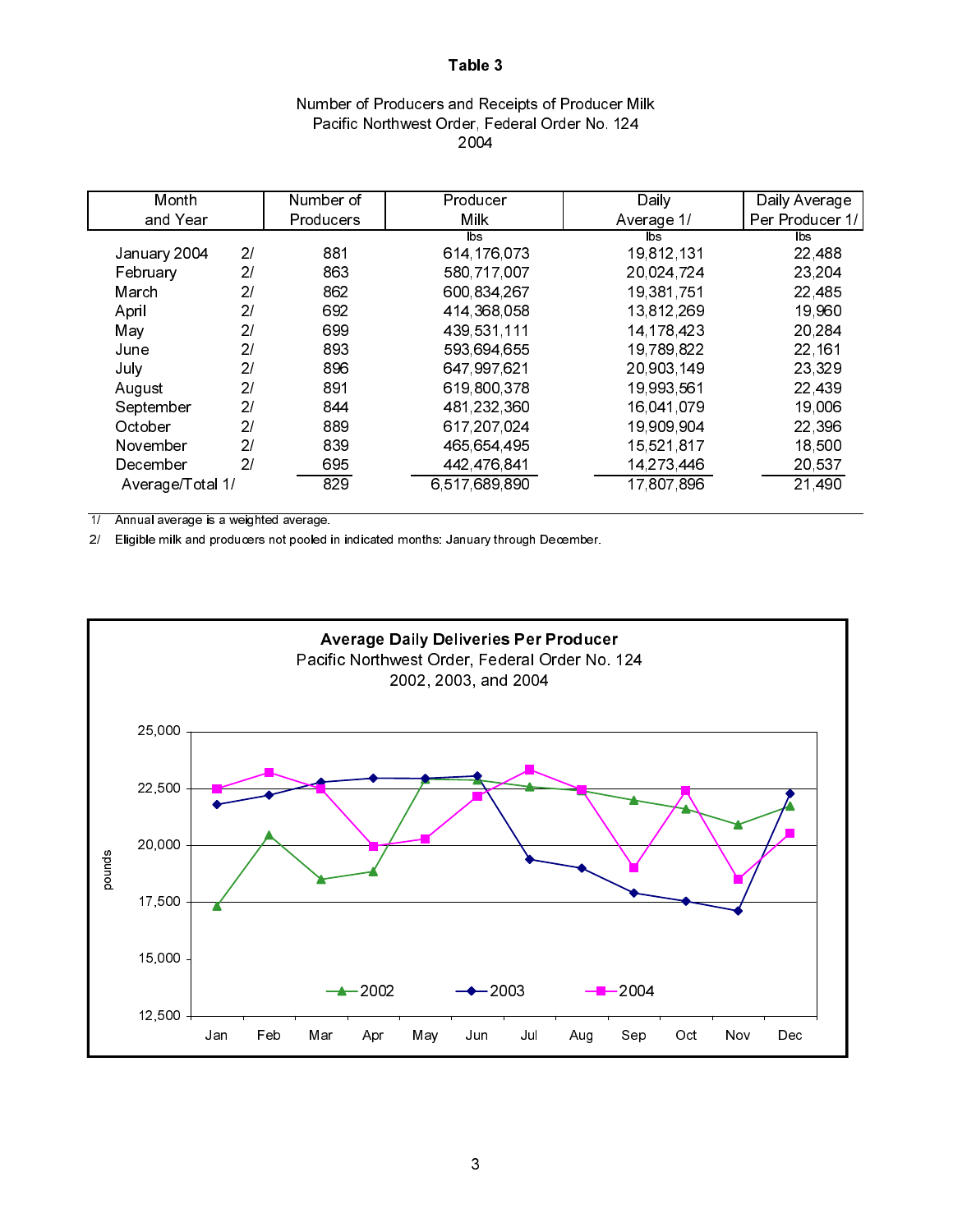# Table 3

Number of Producers and Receipts of Producer Milk
Pacific Northwest Order, Federal Order No. 124
2004

| Month and Year | | Number of Producers | Producer Milk | Daily Average 1/ | Daily Average Per Producer 1/ |
|---|---|---|---|---|---|
| | | | lbs | lbs | lbs |
| January 2004 | 2/ | 881 | 614,176,073 | 19,812,131 | 22,488 |
| February | 2/ | 863 | 580,717,007 | 20,024,724 | 23,204 |
| March | 2/ | 862 | 600,834,267 | 19,381,751 | 22,485 |
| April | 2/ | 692 | 414,368,058 | 13,812,269 | 19,960 |
| May | 2/ | 699 | 439,531,111 | 14,178,423 | 20,284 |
| June | 2/ | 893 | 593,694,655 | 19,789,822 | 22,161 |
| July | 2/ | 896 | 647,997,621 | 20,903,149 | 23,329 |
| August | 2/ | 891 | 619,800,378 | 19,993,561 | 22,439 |
| September | 2/ | 844 | 481,232,360 | 16,041,079 | 19,006 |
| October | 2/ | 889 | 617,207,024 | 19,909,904 | 22,396 |
| November | 2/ | 839 | 465,654,495 | 15,521,817 | 18,500 |
| December | 2/ | 695 | 442,476,841 | 14,273,446 | 20,537 |
| Average/Total 1/ | | 829 | 6,517,689,890 | 17,807,896 | 21,490 |

1/ Annual average is a weighted average.

2/ Eligible milk and producers not pooled in indicated months: January through December.

**Average Daily Deliveries Per Producer**
Pacific Northwest Order, Federal Order No. 124
2002, 2003, and 2004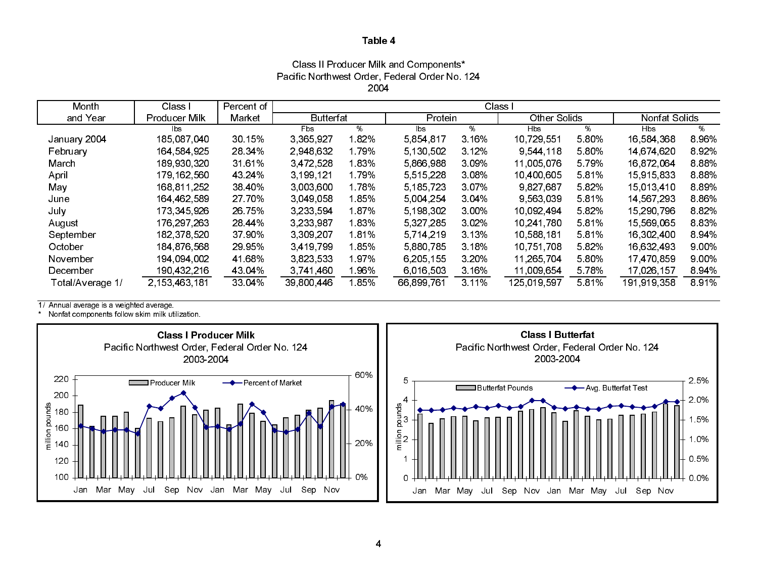# Table 4

Class II Producer Milk and Components*
Pacific Northwest Order, Federal Order No. 124
2004

| Month and Year | Class I Producer Milk | Percent of Market | Class I Butterfat | | Class I Protein | | Class I Other Solids | | Class I Nonfat Solids | |
|---|---|---|---|---|---|---|---|---|---|---|
| | lbs | | Fbs | % | lbs | % | Hbs | % | Hbs | % |
| January 2004 | 185,087,040 | 30.15% | 3,365,927 | 1.82% | 5,854,817 | 3.16% | 10,729,551 | 5.80% | 16,584,368 | 8.96% |
| February | 164,584,925 | 28.34% | 2,948,632 | 1.79% | 5,130,502 | 3.12% | 9,544,118 | 5.80% | 14,674,620 | 8.92% |
| March | 189,930,320 | 31.61% | 3,472,528 | 1.83% | 5,866,988 | 3.09% | 11,005,076 | 5.79% | 16,872,064 | 8.88% |
| April | 179,162,560 | 43.24% | 3,199,121 | 1.79% | 5,515,228 | 3.08% | 10,400,605 | 5.81% | 15,915,833 | 8.88% |
| May | 168,811,252 | 38.40% | 3,003,600 | 1.78% | 5,185,723 | 3.07% | 9,827,687 | 5.82% | 15,013,410 | 8.89% |
| June | 164,462,589 | 27.70% | 3,049,058 | 1.85% | 5,004,254 | 3.04% | 9,563,039 | 5.81% | 14,567,293 | 8.86% |
| July | 173,345,926 | 26.75% | 3,233,594 | 1.87% | 5,198,302 | 3.00% | 10,092,494 | 5.82% | 15,290,796 | 8.82% |
| August | 176,297,263 | 28.44% | 3,233,987 | 1.83% | 5,327,285 | 3.02% | 10,241,780 | 5.81% | 15,569,065 | 8.83% |
| September | 182,378,520 | 37.90% | 3,309,207 | 1.81% | 5,714,219 | 3.13% | 10,588,181 | 5.81% | 16,302,400 | 8.94% |
| October | 184,876,568 | 29.95% | 3,419,799 | 1.85% | 5,880,785 | 3.18% | 10,751,708 | 5.82% | 16,632,493 | 9.00% |
| November | 194,094,002 | 41.68% | 3,823,533 | 1.97% | 6,205,155 | 3.20% | 11,265,704 | 5.80% | 17,470,859 | 9.00% |
| December | 190,432,216 | 43.04% | 3,741,460 | 1.96% | 6,016,503 | 3.16% | 11,009,654 | 5.78% | 17,026,157 | 8.94% |
| Total/Average 1/ | 2,153,463,181 | 33.04% | 39,800,446 | 1.85% | 66,899,761 | 3.11% | 125,019,597 | 5.81% | 191,919,358 | 8.91% |

1/ Annual average is a weighted average.
* Nonfat components follow skim milk utilization.

**Class I Producer Milk**
Pacific Northwest Order, Federal Order No. 124
2003-2004

**Class I Butterfat**
Pacific Northwest Order, Federal Order No. 124
2003-2004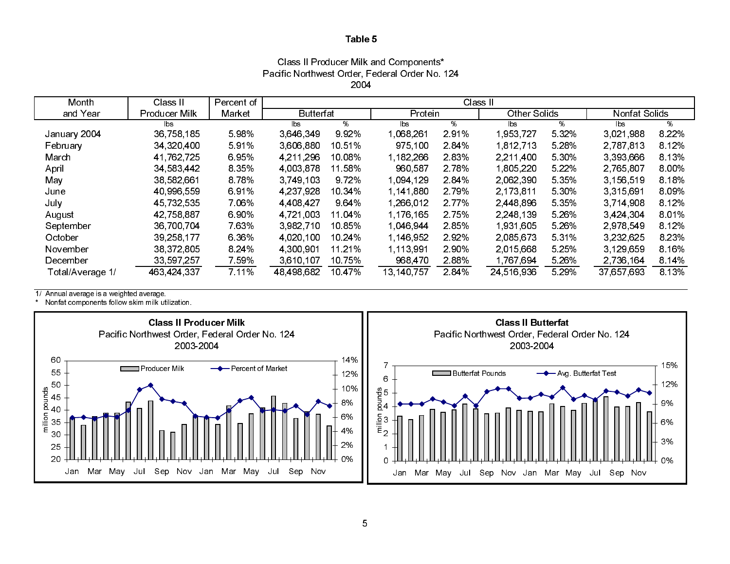# Table 5

### Class II Producer Milk and Components*
### Pacific Northwest Order, Federal Order No. 124
### 2004

| Month and Year | Class II Producer Milk | Percent of Market | Class II Butterfat | | Class II Protein | | Class II Other Solids | | Class II Nonfat Solids | |
|---|---|---|---|---|---|---|---|---|---|---|
| | lbs | | lbs | % | lbs | % | lbs | % | lbs | % |
| January 2004 | 36,758,185 | 5.98% | 3,646,349 | 9.92% | 1,068,261 | 2.91% | 1,953,727 | 5.32% | 3,021,988 | 8.22% |
| February | 34,320,400 | 5.91% | 3,606,880 | 10.51% | 975,100 | 2.84% | 1,812,713 | 5.28% | 2,787,813 | 8.12% |
| March | 41,762,725 | 6.95% | 4,211,296 | 10.08% | 1,182,266 | 2.83% | 2,211,400 | 5.30% | 3,393,666 | 8.13% |
| April | 34,583,442 | 8.35% | 4,003,878 | 11.58% | 960,587 | 2.78% | 1,805,220 | 5.22% | 2,765,807 | 8.00% |
| May | 38,582,661 | 8.78% | 3,749,103 | 9.72% | 1,094,129 | 2.84% | 2,062,390 | 5.35% | 3,156,519 | 8.18% |
| June | 40,996,559 | 6.91% | 4,237,928 | 10.34% | 1,141,880 | 2.79% | 2,173,811 | 5.30% | 3,315,691 | 8.09% |
| July | 45,732,535 | 7.06% | 4,408,427 | 9.64% | 1,266,012 | 2.77% | 2,448,896 | 5.35% | 3,714,908 | 8.12% |
| August | 42,758,887 | 6.90% | 4,721,003 | 11.04% | 1,176,165 | 2.75% | 2,248,139 | 5.26% | 3,424,304 | 8.01% |
| September | 36,700,704 | 7.63% | 3,982,710 | 10.85% | 1,046,944 | 2.85% | 1,931,605 | 5.26% | 2,978,549 | 8.12% |
| October | 39,258,177 | 6.36% | 4,020,100 | 10.24% | 1,146,952 | 2.92% | 2,085,673 | 5.31% | 3,232,625 | 8.23% |
| November | 38,372,805 | 8.24% | 4,300,901 | 11.21% | 1,113,991 | 2.90% | 2,015,668 | 5.25% | 3,129,659 | 8.16% |
| December | 33,597,257 | 7.59% | 3,610,107 | 10.75% | 968,470 | 2.88% | 1,767,694 | 5.26% | 2,736,164 | 8.14% |
| Total/Average 1/ | 463,424,337 | 7.11% | 48,498,682 | 10.47% | 13,140,757 | 2.84% | 24,516,936 | 5.29% | 37,657,693 | 8.13% |

1/ Annual average is a weighted average.
\* Nonfat components follow skim milk utilization.

**Class II Producer Milk**
Pacific Northwest Order, Federal Order No. 124
2003-2004

**Class II Butterfat**
Pacific Northwest Order, Federal Order No. 124
2003-2004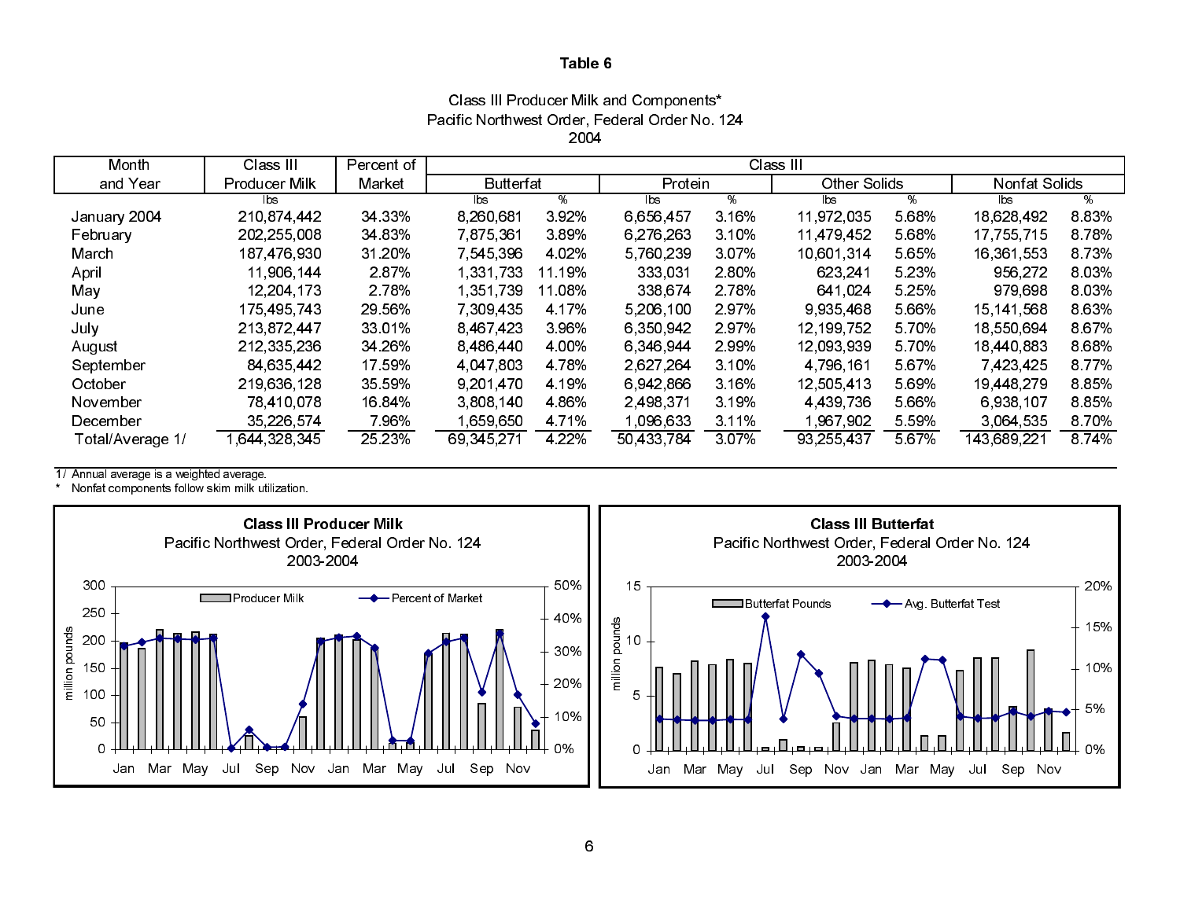# Table 6

Class III Producer Milk and Components*
Pacific Northwest Order, Federal Order No. 124
2004

| Month and Year | Class III Producer Milk | Percent of Market | Class III Butterfat | | Class III Protein | | Class III Other Solids | | Class III Nonfat Solids | |
|---|---|---|---|---|---|---|---|---|---|---|
| | lbs | | lbs | % | lbs | % | lbs | % | lbs | % |
| January 2004 | 210,874,442 | 34.33% | 8,260,681 | 3.92% | 6,656,457 | 3.16% | 11,972,035 | 5.68% | 18,628,492 | 8.83% |
| February | 202,255,008 | 34.83% | 7,875,361 | 3.89% | 6,276,263 | 3.10% | 11,479,452 | 5.68% | 17,755,715 | 8.78% |
| March | 187,476,930 | 31.20% | 7,545,396 | 4.02% | 5,760,239 | 3.07% | 10,601,314 | 5.65% | 16,361,553 | 8.73% |
| April | 11,906,144 | 2.87% | 1,331,733 | 11.19% | 333,031 | 2.80% | 623,241 | 5.23% | 956,272 | 8.03% |
| May | 12,204,173 | 2.78% | 1,351,739 | 11.08% | 338,674 | 2.78% | 641,024 | 5.25% | 979,698 | 8.03% |
| June | 175,495,743 | 29.56% | 7,309,435 | 4.17% | 5,206,100 | 2.97% | 9,935,468 | 5.66% | 15,141,568 | 8.63% |
| July | 213,872,447 | 33.01% | 8,467,423 | 3.96% | 6,350,942 | 2.97% | 12,199,752 | 5.70% | 18,550,694 | 8.67% |
| August | 212,335,236 | 34.26% | 8,486,440 | 4.00% | 6,346,944 | 2.99% | 12,093,939 | 5.70% | 18,440,883 | 8.68% |
| September | 84,635,442 | 17.59% | 4,047,803 | 4.78% | 2,627,264 | 3.10% | 4,796,161 | 5.67% | 7,423,425 | 8.77% |
| October | 219,636,128 | 35.59% | 9,201,470 | 4.19% | 6,942,866 | 3.16% | 12,505,413 | 5.69% | 19,448,279 | 8.85% |
| November | 78,410,078 | 16.84% | 3,808,140 | 4.86% | 2,498,371 | 3.19% | 4,439,736 | 5.66% | 6,938,107 | 8.85% |
| December | 35,226,574 | 7.96% | 1,659,650 | 4.71% | 1,096,633 | 3.11% | 1,967,902 | 5.59% | 3,064,535 | 8.70% |
| Total/Average 1/ | 1,644,328,345 | 25.23% | 69,345,271 | 4.22% | 50,433,784 | 3.07% | 93,255,437 | 5.67% | 143,689,221 | 8.74% |

1/ Annual average is a weighted average.
\* Nonfat components follow skim milk utilization.

**Class III Producer Milk**
Pacific Northwest Order, Federal Order No. 124
2003-2004

**Class III Butterfat**
Pacific Northwest Order, Federal Order No. 124
2003-2004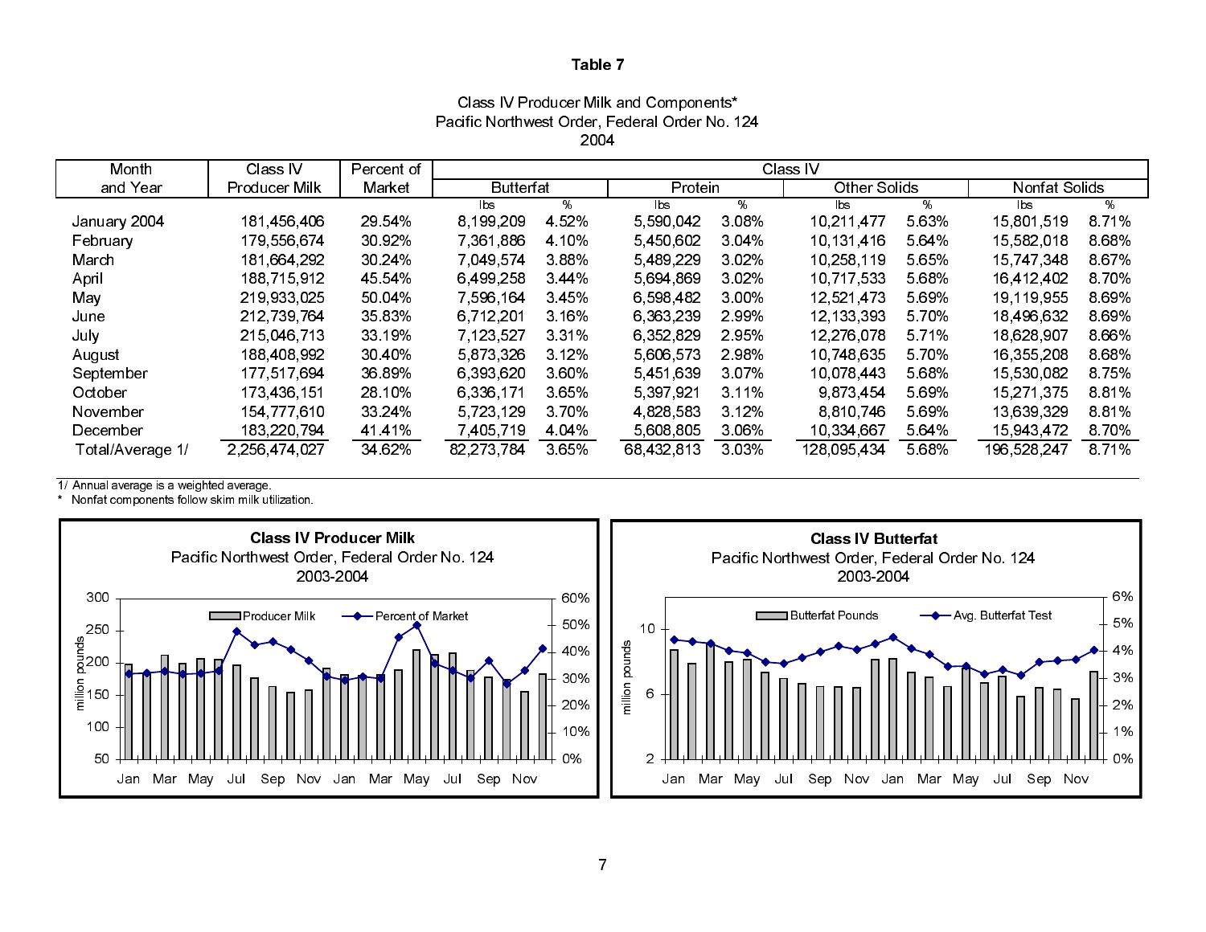**Table 7**

Class IV Producer Milk and Components*
Pacific Northwest Order, Federal Order No. 124
2004

| Month and Year | Class IV Producer Milk | Percent of Market | Butterfat lbs | Butterfat % | Protein lbs | Protein % | Other Solids lbs | Other Solids % | Nonfat Solids lbs | Nonfat Solids % |
|---|---|---|---|---|---|---|---|---|---|---|
| January 2004 | 181,456,406 | 29.54% | 8,199,209 | 4.52% | 5,590,042 | 3.08% | 10,211,477 | 5.63% | 15,801,519 | 8.71% |
| February | 179,556,674 | 30.92% | 7,361,886 | 4.10% | 5,450,602 | 3.04% | 10,131,416 | 5.64% | 15,582,018 | 8.68% |
| March | 181,664,292 | 30.24% | 7,049,574 | 3.88% | 5,489,229 | 3.02% | 10,258,119 | 5.65% | 15,747,348 | 8.67% |
| April | 188,715,912 | 45.54% | 6,499,258 | 3.44% | 5,694,869 | 3.02% | 10,717,533 | 5.68% | 16,412,402 | 8.70% |
| May | 219,933,025 | 50.04% | 7,596,164 | 3.45% | 6,598,482 | 3.00% | 12,521,473 | 5.69% | 19,119,955 | 8.69% |
| June | 212,739,764 | 35.83% | 6,712,201 | 3.16% | 6,363,239 | 2.99% | 12,133,393 | 5.70% | 18,496,632 | 8.69% |
| July | 215,046,713 | 33.19% | 7,123,527 | 3.31% | 6,352,829 | 2.95% | 12,276,078 | 5.71% | 18,628,907 | 8.66% |
| August | 188,408,992 | 30.40% | 5,873,326 | 3.12% | 5,606,573 | 2.98% | 10,748,635 | 5.70% | 16,355,208 | 8.68% |
| September | 177,517,694 | 36.89% | 6,393,620 | 3.60% | 5,451,639 | 3.07% | 10,078,443 | 5.68% | 15,530,082 | 8.75% |
| October | 173,436,151 | 28.10% | 6,336,171 | 3.65% | 5,397,921 | 3.11% | 9,873,454 | 5.69% | 15,271,375 | 8.81% |
| November | 154,777,610 | 33.24% | 5,723,129 | 3.70% | 4,828,583 | 3.12% | 8,810,746 | 5.69% | 13,639,329 | 8.81% |
| December | 183,220,794 | 41.41% | 7,405,719 | 4.04% | 5,608,805 | 3.06% | 10,334,667 | 5.64% | 15,943,472 | 8.70% |
| Total/Average 1/ | 2,256,474,027 | 34.62% | 82,273,784 | 3.65% | 68,432,813 | 3.03% | 128,095,434 | 5.68% | 196,528,247 | 8.71% |

1/ Annual average is a weighted average.
\* Nonfat components follow skim milk utilization.

**Class IV Producer Milk**
Pacific Northwest Order, Federal Order No. 124
2003-2004

**Class IV Butterfat**
Pacific Northwest Order, Federal Order No. 124
2003-2004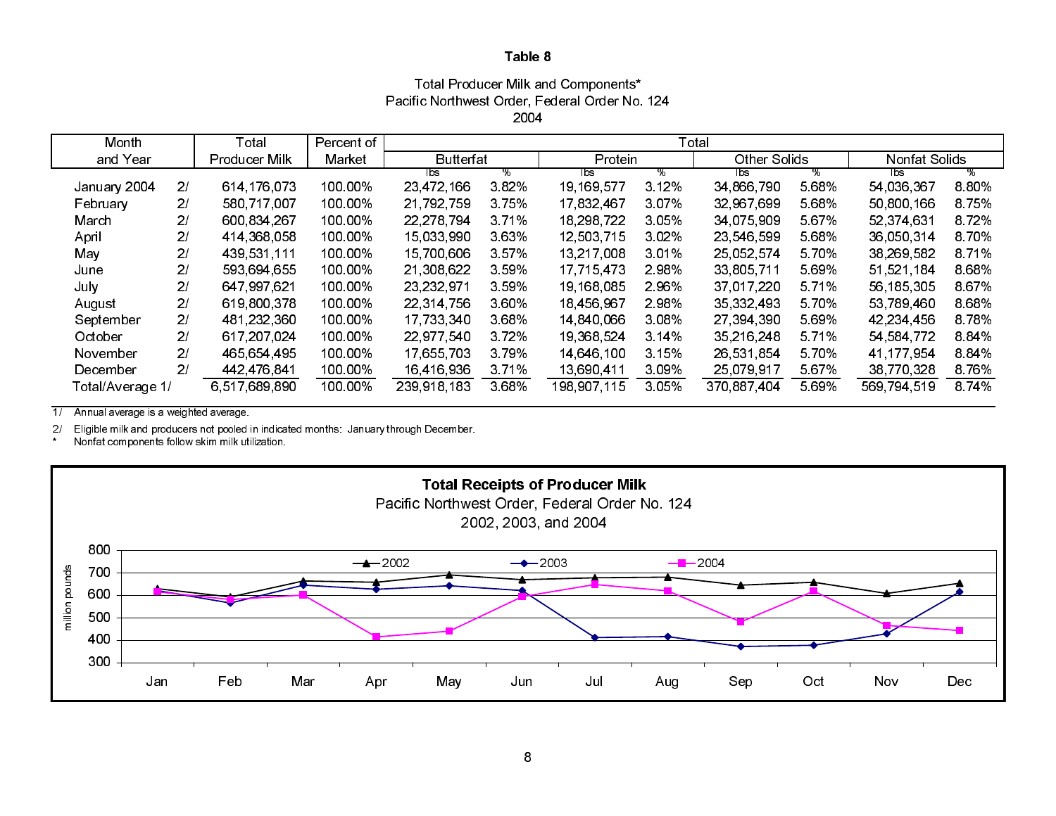### Table 8

Total Producer Milk and Components*
Pacific Northwest Order, Federal Order No. 124
2004

| Month and Year | | Total Producer Milk | Percent of Market | Butterfat | | Protein | | Other Solids | | Nonfat Solids | |
|---|---|---|---|---|---|---|---|---|---|---|---|
| | | | | lbs | % | lbs | % | lbs | % | lbs | % |
| January 2004 | 2/ | 614,176,073 | 100.00% | 23,472,166 | 3.82% | 19,169,577 | 3.12% | 34,866,790 | 5.68% | 54,036,367 | 8.80% |
| February | 2/ | 580,717,007 | 100.00% | 21,792,759 | 3.75% | 17,832,467 | 3.07% | 32,967,699 | 5.68% | 50,800,166 | 8.75% |
| March | 2/ | 600,834,267 | 100.00% | 22,278,794 | 3.71% | 18,298,722 | 3.05% | 34,075,909 | 5.67% | 52,374,631 | 8.72% |
| April | 2/ | 414,368,058 | 100.00% | 15,033,990 | 3.63% | 12,503,715 | 3.02% | 23,546,599 | 5.68% | 36,050,314 | 8.70% |
| May | 2/ | 439,531,111 | 100.00% | 15,700,606 | 3.57% | 13,217,008 | 3.01% | 25,052,574 | 5.70% | 38,269,582 | 8.71% |
| June | 2/ | 593,694,655 | 100.00% | 21,308,622 | 3.59% | 17,715,473 | 2.98% | 33,805,711 | 5.69% | 51,521,184 | 8.68% |
| July | 2/ | 647,997,621 | 100.00% | 23,232,971 | 3.59% | 19,168,085 | 2.96% | 37,017,220 | 5.71% | 56,185,305 | 8.67% |
| August | 2/ | 619,800,378 | 100.00% | 22,314,756 | 3.60% | 18,456,967 | 2.98% | 35,332,493 | 5.70% | 53,789,460 | 8.68% |
| September | 2/ | 481,232,360 | 100.00% | 17,733,340 | 3.68% | 14,840,066 | 3.08% | 27,394,390 | 5.69% | 42,234,456 | 8.78% |
| October | 2/ | 617,207,024 | 100.00% | 22,977,540 | 3.72% | 19,368,524 | 3.14% | 35,216,248 | 5.71% | 54,584,772 | 8.84% |
| November | 2/ | 465,654,495 | 100.00% | 17,655,703 | 3.79% | 14,646,100 | 3.15% | 26,531,854 | 5.70% | 41,177,954 | 8.84% |
| December | 2/ | 442,476,841 | 100.00% | 16,416,936 | 3.71% | 13,690,411 | 3.09% | 25,079,917 | 5.67% | 38,770,328 | 8.76% |
| Total/Average 1/ | | 6,517,689,890 | 100.00% | 239,918,183 | 3.68% | 198,907,115 | 3.05% | 370,887,404 | 5.69% | 569,794,519 | 8.74% |

1/ Annual average is a weighted average.

2/ Eligible milk and producers not pooled in indicated months: January through December.

\* Nonfat components follow skim milk utilization.

**Total Receipts of Producer Milk**
Pacific Northwest Order, Federal Order No. 124
2002, 2003, and 2004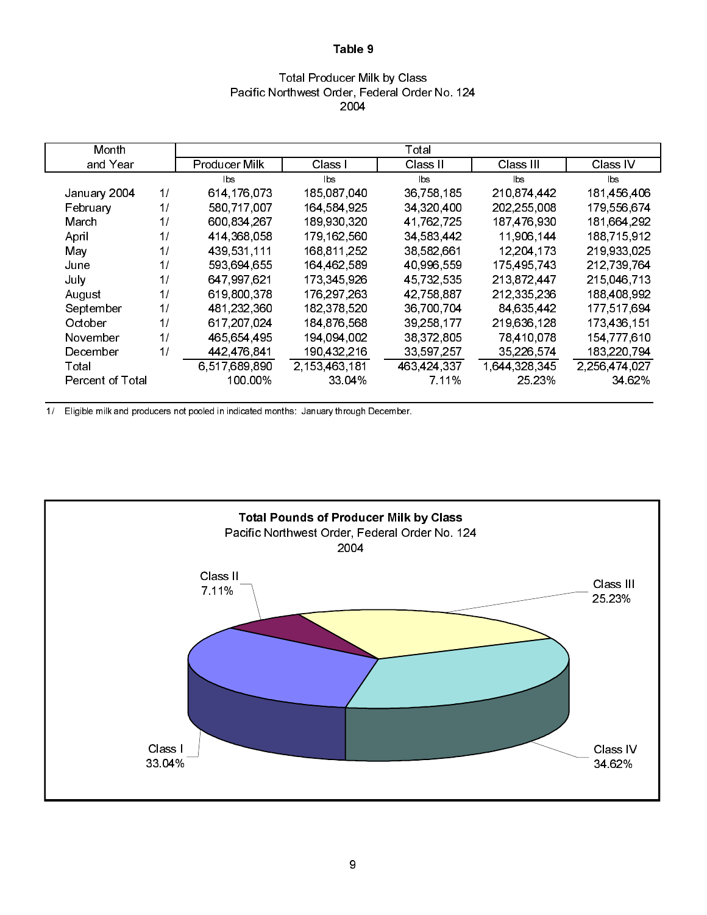# Table 9

### Total Producer Milk by Class
### Pacific Northwest Order, Federal Order No. 124
### 2004

| Month and Year | | Total Producer Milk | Class I | Class II | Class III | Class IV |
|---|---|---|---|---|---|---|
| | | lbs | lbs | lbs | lbs | lbs |
| January 2004 | 1/ | 614,176,073 | 185,087,040 | 36,758,185 | 210,874,442 | 181,456,406 |
| February | 1/ | 580,717,007 | 164,584,925 | 34,320,400 | 202,255,008 | 179,556,674 |
| March | 1/ | 600,834,267 | 189,930,320 | 41,762,725 | 187,476,930 | 181,664,292 |
| April | 1/ | 414,368,058 | 179,162,560 | 34,583,442 | 11,906,144 | 188,715,912 |
| May | 1/ | 439,531,111 | 168,811,252 | 38,582,661 | 12,204,173 | 219,933,025 |
| June | 1/ | 593,694,655 | 164,462,589 | 40,996,559 | 175,495,743 | 212,739,764 |
| July | 1/ | 647,997,621 | 173,345,926 | 45,732,535 | 213,872,447 | 215,046,713 |
| August | 1/ | 619,800,378 | 176,297,263 | 42,758,887 | 212,335,236 | 188,408,992 |
| September | 1/ | 481,232,360 | 182,378,520 | 36,700,704 | 84,635,442 | 177,517,694 |
| October | 1/ | 617,207,024 | 184,876,568 | 39,258,177 | 219,636,128 | 173,436,151 |
| November | 1/ | 465,654,495 | 194,094,002 | 38,372,805 | 78,410,078 | 154,777,610 |
| December | 1/ | 442,476,841 | 190,432,216 | 33,597,257 | 35,226,574 | 183,220,794 |
| Total | | 6,517,689,890 | 2,153,463,181 | 463,424,337 | 1,644,328,345 | 2,256,474,027 |
| Percent of Total | | 100.00% | 33.04% | 7.11% | 25.23% | 34.62% |

1/ Eligible milk and producers not pooled in indicated months: January through December.

**Total Pounds of Producer Milk by Class**
Pacific Northwest Order, Federal Order No. 124
2004

| Class | Percent |
|---|---|
| Class I | 33.04% |
| Class II | 7.11% |
| Class III | 25.23% |
| Class IV | 34.62% |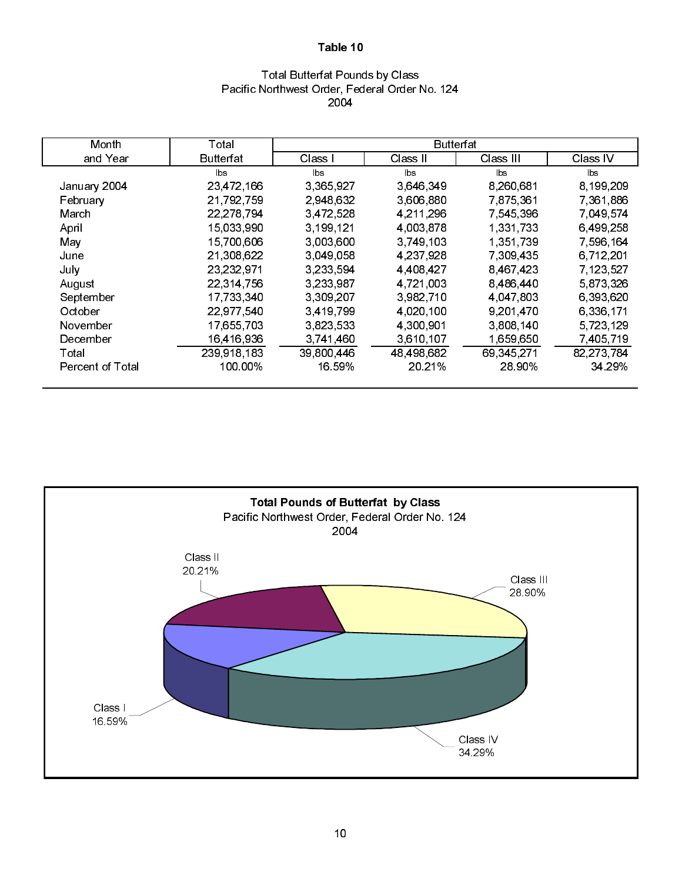# Table 10

Total Butterfat Pounds by Class
Pacific Northwest Order, Federal Order No. 124
2004

| Month and Year | Total Butterfat | Butterfat | | | |
|---|---|---|---|---|---|
| | | Class I | Class II | Class III | Class IV |
| | lbs | lbs | lbs | lbs | lbs |
| January 2004 | 23,472,166 | 3,365,927 | 3,646,349 | 8,260,681 | 8,199,209 |
| February | 21,792,759 | 2,948,632 | 3,606,880 | 7,875,361 | 7,361,886 |
| March | 22,278,794 | 3,472,528 | 4,211,296 | 7,545,396 | 7,049,574 |
| April | 15,033,990 | 3,199,121 | 4,003,878 | 1,331,733 | 6,499,258 |
| May | 15,700,606 | 3,003,600 | 3,749,103 | 1,351,739 | 7,596,164 |
| June | 21,308,622 | 3,049,058 | 4,237,928 | 7,309,435 | 6,712,201 |
| July | 23,232,971 | 3,233,594 | 4,408,427 | 8,467,423 | 7,123,527 |
| August | 22,314,756 | 3,233,987 | 4,721,003 | 8,486,440 | 5,873,326 |
| September | 17,733,340 | 3,309,207 | 3,982,710 | 4,047,803 | 6,393,620 |
| October | 22,977,540 | 3,419,799 | 4,020,100 | 9,201,470 | 6,336,171 |
| November | 17,655,703 | 3,823,533 | 4,300,901 | 3,808,140 | 5,723,129 |
| December | 16,416,936 | 3,741,460 | 3,610,107 | 1,659,650 | 7,405,719 |
| Total | 239,918,183 | 39,800,446 | 48,498,682 | 69,345,271 | 82,273,784 |
| Percent of Total | 100.00% | 16.59% | 20.21% | 28.90% | 34.29% |

**Total Pounds of Butterfat by Class**
Pacific Northwest Order, Federal Order No. 124
2004

Class I 16.59%, Class II 20.21%, Class III 28.90%, Class IV 34.29%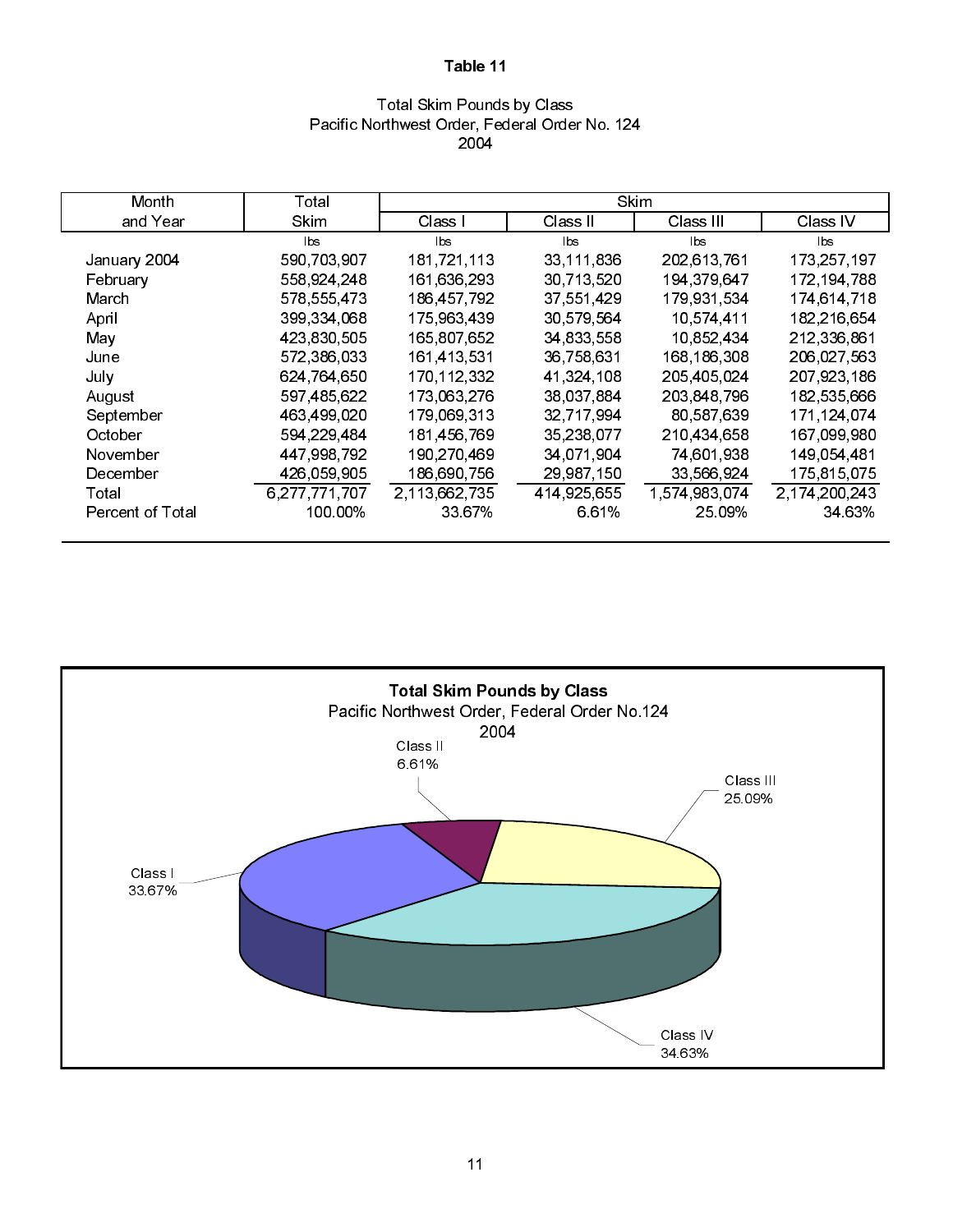**Table 11**

Total Skim Pounds by Class
Pacific Northwest Order, Federal Order No. 124
2004

| Month and Year | Total Skim | Skim | | | |
|---|---|---|---|---|---|
| | | Class I | Class II | Class III | Class IV |
| | lbs | lbs | lbs | lbs | lbs |
| January 2004 | 590,703,907 | 181,721,113 | 33,111,836 | 202,613,761 | 173,257,197 |
| February | 558,924,248 | 161,636,293 | 30,713,520 | 194,379,647 | 172,194,788 |
| March | 578,555,473 | 186,457,792 | 37,551,429 | 179,931,534 | 174,614,718 |
| April | 399,334,068 | 175,963,439 | 30,579,564 | 10,574,411 | 182,216,654 |
| May | 423,830,505 | 165,807,652 | 34,833,558 | 10,852,434 | 212,336,861 |
| June | 572,386,033 | 161,413,531 | 36,758,631 | 168,186,308 | 206,027,563 |
| July | 624,764,650 | 170,112,332 | 41,324,108 | 205,405,024 | 207,923,186 |
| August | 597,485,622 | 173,063,276 | 38,037,884 | 203,848,796 | 182,535,666 |
| September | 463,499,020 | 179,069,313 | 32,717,994 | 80,587,639 | 171,124,074 |
| October | 594,229,484 | 181,456,769 | 35,238,077 | 210,434,658 | 167,099,980 |
| November | 447,998,792 | 190,270,469 | 34,071,904 | 74,601,938 | 149,054,481 |
| December | 426,059,905 | 186,690,756 | 29,987,150 | 33,566,924 | 175,815,075 |
| Total | 6,277,771,707 | 2,113,662,735 | 414,925,655 | 1,574,983,074 | 2,174,200,243 |
| Percent of Total | 100.00% | 33.67% | 6.61% | 25.09% | 34.63% |

**Total Skim Pounds by Class**
Pacific Northwest Order, Federal Order No.124
2004

Class I 33.67%; Class II 6.61%; Class III 25.09%; Class IV 34.63%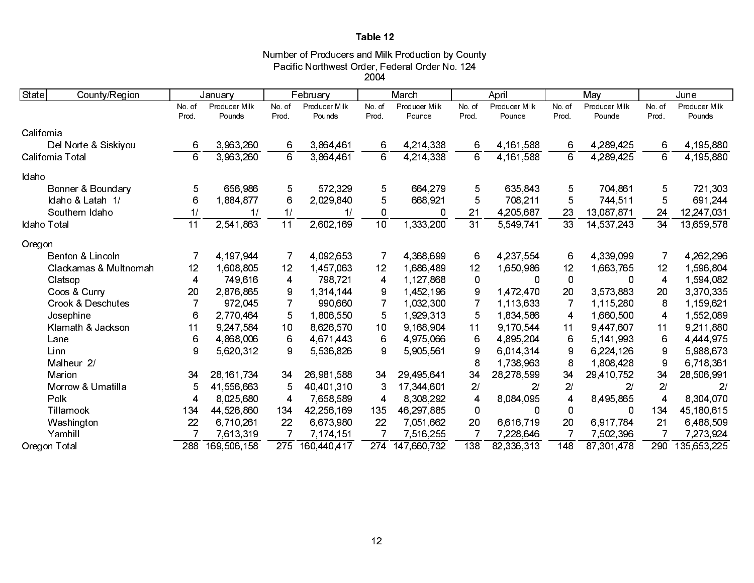**Table 12**

Number of Producers and Milk Production by County
Pacific Northwest Order, Federal Order No. 124
2004

| State | County/Region | January | | February | | March | | April | | May | | June | |
|---|---|---|---|---|---|---|---|---|---|---|---|---|---|
| | | No. of Prod. | Producer Milk Pounds | No. of Prod. | Producer Milk Pounds | No. of Prod. | Producer Milk Pounds | No. of Prod. | Producer Milk Pounds | No. of Prod. | Producer Milk Pounds | No. of Prod. | Producer Milk Pounds |
| California | | | | | | | | | | | | | |
| | Del Norte & Siskiyou | 6 | 3,963,260 | 6 | 3,864,461 | 6 | 4,214,338 | 6 | 4,161,588 | 6 | 4,289,425 | 6 | 4,195,880 |
| California Total | | 6 | 3,963,260 | 6 | 3,864,461 | 6 | 4,214,338 | 6 | 4,161,588 | 6 | 4,289,425 | 6 | 4,195,880 |
| Idaho | | | | | | | | | | | | | |
| | Bonner & Boundary | 5 | 656,986 | 5 | 572,329 | 5 | 664,279 | 5 | 635,843 | 5 | 704,861 | 5 | 721,303 |
| | Idaho & Latah 1/ | 6 | 1,884,877 | 6 | 2,029,840 | 5 | 668,921 | 5 | 708,211 | 5 | 744,511 | 5 | 691,244 |
| | Southern Idaho | 1/ | 1/ | 1/ | 1/ | 0 | 0 | 21 | 4,205,687 | 23 | 13,087,871 | 24 | 12,247,031 |
| Idaho Total | | 11 | 2,541,863 | 11 | 2,602,169 | 10 | 1,333,200 | 31 | 5,549,741 | 33 | 14,537,243 | 34 | 13,659,578 |
| Oregon | | | | | | | | | | | | | |
| | Benton & Lincoln | 7 | 4,197,944 | 7 | 4,092,653 | 7 | 4,368,699 | 6 | 4,237,554 | 6 | 4,339,099 | 7 | 4,262,296 |
| | Clackamas & Multnomah | 12 | 1,608,805 | 12 | 1,457,063 | 12 | 1,686,489 | 12 | 1,650,986 | 12 | 1,663,765 | 12 | 1,596,804 |
| | Clatsop | 4 | 749,616 | 4 | 798,721 | 4 | 1,127,868 | 0 | 0 | 0 | 0 | 4 | 1,594,082 |
| | Coos & Curry | 20 | 2,876,865 | 9 | 1,314,144 | 9 | 1,452,196 | 9 | 1,472,470 | 20 | 3,573,883 | 20 | 3,370,335 |
| | Crook & Deschutes | 7 | 972,045 | 7 | 990,660 | 7 | 1,032,300 | 7 | 1,113,633 | 7 | 1,115,280 | 8 | 1,159,621 |
| | Josephine | 6 | 2,770,464 | 5 | 1,806,550 | 5 | 1,929,313 | 5 | 1,834,586 | 4 | 1,660,500 | 4 | 1,552,089 |
| | Klamath & Jackson | 11 | 9,247,584 | 10 | 8,626,570 | 10 | 9,168,904 | 11 | 9,170,544 | 11 | 9,447,607 | 11 | 9,211,880 |
| | Lane | 6 | 4,868,006 | 6 | 4,671,443 | 6 | 4,975,066 | 6 | 4,895,204 | 6 | 5,141,993 | 6 | 4,444,975 |
| | Linn | 9 | 5,620,312 | 9 | 5,536,826 | 9 | 5,905,561 | 9 | 6,014,314 | 9 | 6,224,126 | 9 | 5,988,673 |
| | Malheur 2/ | | | | | | | 8 | 1,738,963 | 8 | 1,808,428 | 9 | 6,718,361 |
| | Marion | 34 | 28,161,734 | 34 | 26,981,588 | 34 | 29,495,641 | 34 | 28,278,599 | 34 | 29,410,752 | 34 | 28,506,991 |
| | Morrow & Umatilla | 5 | 41,556,663 | 5 | 40,401,310 | 3 | 17,344,601 | 2/ | 2/ | 2/ | 2/ | 2/ | 2/ |
| | Polk | 4 | 8,025,680 | 4 | 7,658,589 | 4 | 8,308,292 | 4 | 8,084,095 | 4 | 8,495,865 | 4 | 8,304,070 |
| | Tillamook | 134 | 44,526,860 | 134 | 42,256,169 | 135 | 46,297,885 | 0 | 0 | 0 | 0 | 134 | 45,180,615 |
| | Washington | 22 | 6,710,261 | 22 | 6,673,980 | 22 | 7,051,662 | 20 | 6,616,719 | 20 | 6,917,784 | 21 | 6,488,509 |
| | Yamhill | 7 | 7,613,319 | 7 | 7,174,151 | 7 | 7,516,255 | 7 | 7,228,646 | 7 | 7,502,396 | 7 | 7,273,924 |
| Oregon Total | | 288 | 169,506,158 | 275 | 160,440,417 | 274 | 147,660,732 | 138 | 82,336,313 | 148 | 87,301,478 | 290 | 135,653,225 |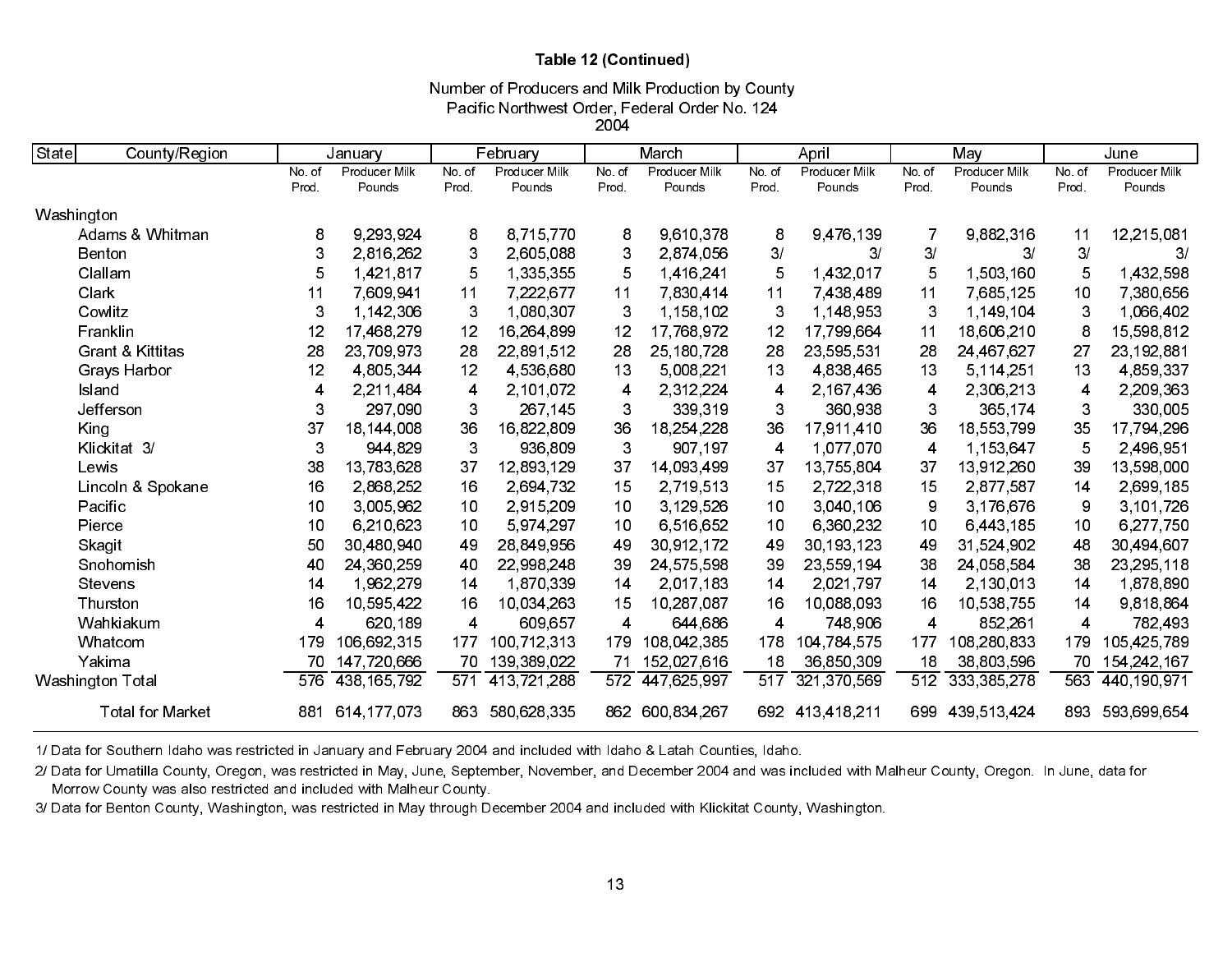**Table 12 (Continued)**

Number of Producers and Milk Production by County
Pacific Northwest Order, Federal Order No. 124
2004

| State | County/Region | January | | February | | March | | April | | May | | June | |
|---|---|---|---|---|---|---|---|---|---|---|---|---|---|
| | | No. of Prod. | Producer Milk Pounds | No. of Prod. | Producer Milk Pounds | No. of Prod. | Producer Milk Pounds | No. of Prod. | Producer Milk Pounds | No. of Prod. | Producer Milk Pounds | No. of Prod. | Producer Milk Pounds |
| Washington | | | | | | | | | | | | | |
| | Adams & Whitman | 8 | 9,293,924 | 8 | 8,715,770 | 8 | 9,610,378 | 8 | 9,476,139 | 7 | 9,882,316 | 11 | 12,215,081 |
| | Benton | 3 | 2,816,262 | 3 | 2,605,088 | 3 | 2,874,056 | 3/ | 3/ | 3/ | 3/ | 3/ | 3/ |
| | Clallam | 5 | 1,421,817 | 5 | 1,335,355 | 5 | 1,416,241 | 5 | 1,432,017 | 5 | 1,503,160 | 5 | 1,432,598 |
| | Clark | 11 | 7,609,941 | 11 | 7,222,677 | 11 | 7,830,414 | 11 | 7,438,489 | 11 | 7,685,125 | 10 | 7,380,656 |
| | Cowlitz | 3 | 1,142,306 | 3 | 1,080,307 | 3 | 1,158,102 | 3 | 1,148,953 | 3 | 1,149,104 | 3 | 1,066,402 |
| | Franklin | 12 | 17,468,279 | 12 | 16,264,899 | 12 | 17,768,972 | 12 | 17,799,664 | 11 | 18,606,210 | 8 | 15,598,812 |
| | Grant & Kittitas | 28 | 23,709,973 | 28 | 22,891,512 | 28 | 25,180,728 | 28 | 23,595,531 | 28 | 24,467,627 | 27 | 23,192,881 |
| | Grays Harbor | 12 | 4,805,344 | 12 | 4,536,680 | 13 | 5,008,221 | 13 | 4,838,465 | 13 | 5,114,251 | 13 | 4,859,337 |
| | Island | 4 | 2,211,484 | 4 | 2,101,072 | 4 | 2,312,224 | 4 | 2,167,436 | 4 | 2,306,213 | 4 | 2,209,363 |
| | Jefferson | 3 | 297,090 | 3 | 267,145 | 3 | 339,319 | 3 | 360,938 | 3 | 365,174 | 3 | 330,005 |
| | King | 37 | 18,144,008 | 36 | 16,822,809 | 36 | 18,254,228 | 36 | 17,911,410 | 36 | 18,553,799 | 35 | 17,794,296 |
| | Klickitat 3/ | 3 | 944,829 | 3 | 936,809 | 3 | 907,197 | 4 | 1,077,070 | 4 | 1,153,647 | 5 | 2,496,951 |
| | Lewis | 38 | 13,783,628 | 37 | 12,893,129 | 37 | 14,093,499 | 37 | 13,755,804 | 37 | 13,912,260 | 39 | 13,598,000 |
| | Lincoln & Spokane | 16 | 2,868,252 | 16 | 2,694,732 | 15 | 2,719,513 | 15 | 2,722,318 | 15 | 2,877,587 | 14 | 2,699,185 |
| | Pacific | 10 | 3,005,962 | 10 | 2,915,209 | 10 | 3,129,526 | 10 | 3,040,106 | 9 | 3,176,676 | 9 | 3,101,726 |
| | Pierce | 10 | 6,210,623 | 10 | 5,974,297 | 10 | 6,516,652 | 10 | 6,360,232 | 10 | 6,443,185 | 10 | 6,277,750 |
| | Skagit | 50 | 30,480,940 | 49 | 28,849,956 | 49 | 30,912,172 | 49 | 30,193,123 | 49 | 31,524,902 | 48 | 30,494,607 |
| | Snohomish | 40 | 24,360,259 | 40 | 22,998,248 | 39 | 24,575,598 | 39 | 23,559,194 | 38 | 24,058,584 | 38 | 23,295,118 |
| | Stevens | 14 | 1,962,279 | 14 | 1,870,339 | 14 | 2,017,183 | 14 | 2,021,797 | 14 | 2,130,013 | 14 | 1,878,890 |
| | Thurston | 16 | 10,595,422 | 16 | 10,034,263 | 15 | 10,287,087 | 16 | 10,088,093 | 16 | 10,538,755 | 14 | 9,818,864 |
| | Wahkiakum | 4 | 620,189 | 4 | 609,657 | 4 | 644,686 | 4 | 748,906 | 4 | 852,261 | 4 | 782,493 |
| | Whatcom | 179 | 106,692,315 | 177 | 100,712,313 | 179 | 108,042,385 | 178 | 104,784,575 | 177 | 108,280,833 | 179 | 105,425,789 |
| | Yakima | 70 | 147,720,666 | 70 | 139,389,022 | 71 | 152,027,616 | 18 | 36,850,309 | 18 | 38,803,596 | 70 | 154,242,167 |
| Washington Total | | 576 | 438,165,792 | 571 | 413,721,288 | 572 | 447,625,997 | 517 | 321,370,569 | 512 | 333,385,278 | 563 | 440,190,971 |
| | Total for Market | 881 | 614,177,073 | 863 | 580,628,335 | 862 | 600,834,267 | 692 | 413,418,211 | 699 | 439,513,424 | 893 | 593,699,654 |

1/ Data for Southern Idaho was restricted in January and February 2004 and included with Idaho & Latah Counties, Idaho.

2/ Data for Umatilla County, Oregon, was restricted in May, June, September, November, and December 2004 and was included with Malheur County, Oregon. In June, data for Morrow County was also restricted and included with Malheur County.

3/ Data for Benton County, Washington, was restricted in May through December 2004 and included with Klickitat County, Washington.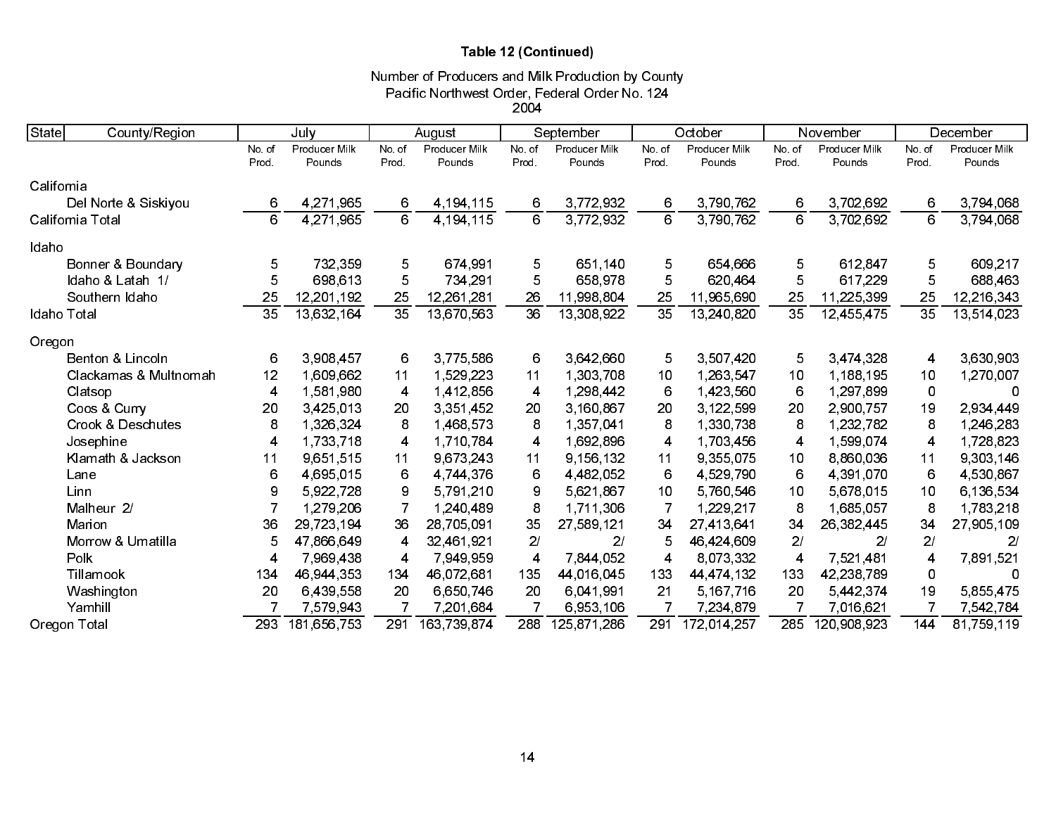### Table 12 (Continued)

Number of Producers and Milk Production by County
Pacific Northwest Order, Federal Order No. 124
2004

| State | County/Region | July | | August | | September | | October | | November | | December | |
|---|---|---|---|---|---|---|---|---|---|---|---|---|---|
| | | No. of Prod. | Producer Milk Pounds | No. of Prod. | Producer Milk Pounds | No. of Prod. | Producer Milk Pounds | No. of Prod. | Producer Milk Pounds | No. of Prod. | Producer Milk Pounds | No. of Prod. | Producer Milk Pounds |
| California | | | | | | | | | | | | | |
| | Del Norte & Siskiyou | 6 | 4,271,965 | 6 | 4,194,115 | 6 | 3,772,932 | 6 | 3,790,762 | 6 | 3,702,692 | 6 | 3,794,068 |
| California Total | | 6 | 4,271,965 | 6 | 4,194,115 | 6 | 3,772,932 | 6 | 3,790,762 | 6 | 3,702,692 | 6 | 3,794,068 |
| Idaho | | | | | | | | | | | | | |
| | Bonner & Boundary | 5 | 732,359 | 5 | 674,991 | 5 | 651,140 | 5 | 654,666 | 5 | 612,847 | 5 | 609,217 |
| | Idaho & Latah 1/ | 5 | 698,613 | 5 | 734,291 | 5 | 658,978 | 5 | 620,464 | 5 | 617,229 | 5 | 688,463 |
| | Southern Idaho | 25 | 12,201,192 | 25 | 12,261,281 | 26 | 11,998,804 | 25 | 11,965,690 | 25 | 11,225,399 | 25 | 12,216,343 |
| Idaho Total | | 35 | 13,632,164 | 35 | 13,670,563 | 36 | 13,308,922 | 35 | 13,240,820 | 35 | 12,455,475 | 35 | 13,514,023 |
| Oregon | | | | | | | | | | | | | |
| | Benton & Lincoln | 6 | 3,908,457 | 6 | 3,775,586 | 6 | 3,642,660 | 5 | 3,507,420 | 5 | 3,474,328 | 4 | 3,630,903 |
| | Clackamas & Multnomah | 12 | 1,609,662 | 11 | 1,529,223 | 11 | 1,303,708 | 10 | 1,263,547 | 10 | 1,188,195 | 10 | 1,270,007 |
| | Clatsop | 4 | 1,581,980 | 4 | 1,412,856 | 4 | 1,298,442 | 6 | 1,423,560 | 6 | 1,297,899 | 0 | 0 |
| | Coos & Curry | 20 | 3,425,013 | 20 | 3,351,452 | 20 | 3,160,867 | 20 | 3,122,599 | 20 | 2,900,757 | 19 | 2,934,449 |
| | Crook & Deschutes | 8 | 1,326,324 | 8 | 1,468,573 | 8 | 1,357,041 | 8 | 1,330,738 | 8 | 1,232,782 | 8 | 1,246,283 |
| | Josephine | 4 | 1,733,718 | 4 | 1,710,784 | 4 | 1,692,896 | 4 | 1,703,456 | 4 | 1,599,074 | 4 | 1,728,823 |
| | Klamath & Jackson | 11 | 9,651,515 | 11 | 9,673,243 | 11 | 9,156,132 | 11 | 9,355,075 | 10 | 8,860,036 | 11 | 9,303,146 |
| | Lane | 6 | 4,695,015 | 6 | 4,744,376 | 6 | 4,482,052 | 6 | 4,529,790 | 6 | 4,391,070 | 6 | 4,530,867 |
| | Linn | 9 | 5,922,728 | 9 | 5,791,210 | 9 | 5,621,867 | 10 | 5,760,546 | 10 | 5,678,015 | 10 | 6,136,534 |
| | Malheur 2/ | 7 | 1,279,206 | 7 | 1,240,489 | 8 | 1,711,306 | 7 | 1,229,217 | 8 | 1,685,057 | 8 | 1,783,218 |
| | Marion | 36 | 29,723,194 | 36 | 28,705,091 | 35 | 27,589,121 | 34 | 27,413,641 | 34 | 26,382,445 | 34 | 27,905,109 |
| | Morrow & Umatilla | 5 | 47,866,649 | 4 | 32,461,921 | 2/ | 2/ | 5 | 46,424,609 | 2/ | 2/ | 2/ | 2/ |
| | Polk | 4 | 7,969,438 | 4 | 7,949,959 | 4 | 7,844,052 | 4 | 8,073,332 | 4 | 7,521,481 | 4 | 7,891,521 |
| | Tillamook | 134 | 46,944,353 | 134 | 46,072,681 | 135 | 44,016,045 | 133 | 44,474,132 | 133 | 42,238,789 | 0 | 0 |
| | Washington | 20 | 6,439,558 | 20 | 6,650,746 | 20 | 6,041,991 | 21 | 5,167,716 | 20 | 5,442,374 | 19 | 5,855,475 |
| | Yamhill | 7 | 7,579,943 | 7 | 7,201,684 | 7 | 6,953,106 | 7 | 7,234,879 | 7 | 7,016,621 | 7 | 7,542,784 |
| Oregon Total | | 293 | 181,656,753 | 291 | 163,739,874 | 288 | 125,871,286 | 291 | 172,014,257 | 285 | 120,908,923 | 144 | 81,759,119 |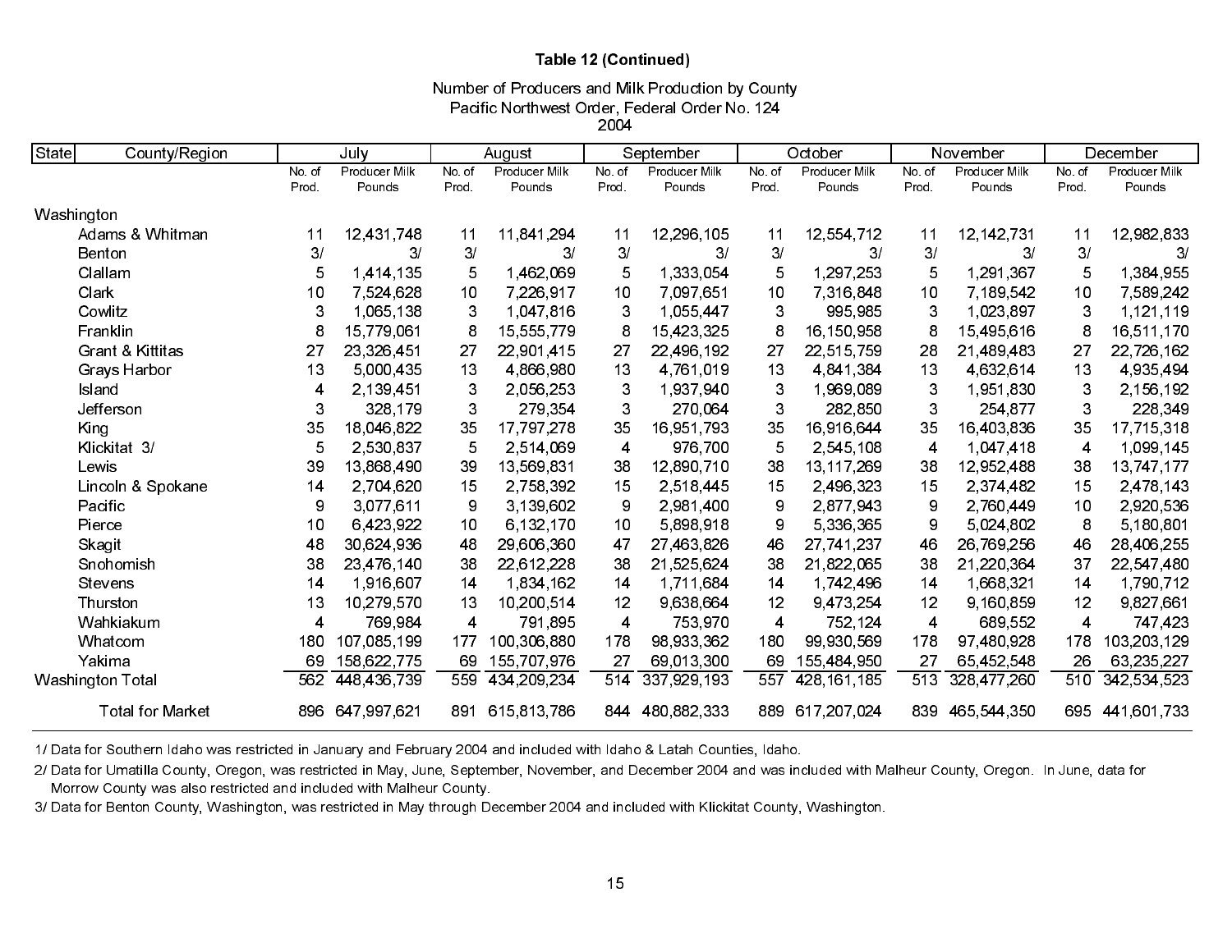**Table 12 (Continued)**

Number of Producers and Milk Production by County
Pacific Northwest Order, Federal Order No. 124
2004

| State | County/Region | July | | August | | September | | October | | November | | December | |
|---|---|---|---|---|---|---|---|---|---|---|---|---|---|
| | | No. of Prod. | Producer Milk Pounds | No. of Prod. | Producer Milk Pounds | No. of Prod. | Producer Milk Pounds | No. of Prod. | Producer Milk Pounds | No. of Prod. | Producer Milk Pounds | No. of Prod. | Producer Milk Pounds |
| Washington | | | | | | | | | | | | | |
| | Adams & Whitman | 11 | 12,431,748 | 11 | 11,841,294 | 11 | 12,296,105 | 11 | 12,554,712 | 11 | 12,142,731 | 11 | 12,982,833 |
| | Benton | 3/ | 3/ | 3/ | 3/ | 3/ | 3/ | 3/ | 3/ | 3/ | 3/ | 3/ | 3/ |
| | Clallam | 5 | 1,414,135 | 5 | 1,462,069 | 5 | 1,333,054 | 5 | 1,297,253 | 5 | 1,291,367 | 5 | 1,384,955 |
| | Clark | 10 | 7,524,628 | 10 | 7,226,917 | 10 | 7,097,651 | 10 | 7,316,848 | 10 | 7,189,542 | 10 | 7,589,242 |
| | Cowlitz | 3 | 1,065,138 | 3 | 1,047,816 | 3 | 1,055,447 | 3 | 995,985 | 3 | 1,023,897 | 3 | 1,121,119 |
| | Franklin | 8 | 15,779,061 | 8 | 15,555,779 | 8 | 15,423,325 | 8 | 16,150,958 | 8 | 15,495,616 | 8 | 16,511,170 |
| | Grant & Kittitas | 27 | 23,326,451 | 27 | 22,901,415 | 27 | 22,496,192 | 27 | 22,515,759 | 28 | 21,489,483 | 27 | 22,726,162 |
| | Grays Harbor | 13 | 5,000,435 | 13 | 4,866,980 | 13 | 4,761,019 | 13 | 4,841,384 | 13 | 4,632,614 | 13 | 4,935,494 |
| | Island | 4 | 2,139,451 | 3 | 2,056,253 | 3 | 1,937,940 | 3 | 1,969,089 | 3 | 1,951,830 | 3 | 2,156,192 |
| | Jefferson | 3 | 328,179 | 3 | 279,354 | 3 | 270,064 | 3 | 282,850 | 3 | 254,877 | 3 | 228,349 |
| | King | 35 | 18,046,822 | 35 | 17,797,278 | 35 | 16,951,793 | 35 | 16,916,644 | 35 | 16,403,836 | 35 | 17,715,318 |
| | Klickitat 3/ | 5 | 2,530,837 | 5 | 2,514,069 | 4 | 976,700 | 5 | 2,545,108 | 4 | 1,047,418 | 4 | 1,099,145 |
| | Lewis | 39 | 13,868,490 | 39 | 13,569,831 | 38 | 12,890,710 | 38 | 13,117,269 | 38 | 12,952,488 | 38 | 13,747,177 |
| | Lincoln & Spokane | 14 | 2,704,620 | 15 | 2,758,392 | 15 | 2,518,445 | 15 | 2,496,323 | 15 | 2,374,482 | 15 | 2,478,143 |
| | Pacific | 9 | 3,077,611 | 9 | 3,139,602 | 9 | 2,981,400 | 9 | 2,877,943 | 9 | 2,760,449 | 10 | 2,920,536 |
| | Pierce | 10 | 6,423,922 | 10 | 6,132,170 | 10 | 5,898,918 | 9 | 5,336,365 | 9 | 5,024,802 | 8 | 5,180,801 |
| | Skagit | 48 | 30,624,936 | 48 | 29,606,360 | 47 | 27,463,826 | 46 | 27,741,237 | 46 | 26,769,256 | 46 | 28,406,255 |
| | Snohomish | 38 | 23,476,140 | 38 | 22,612,228 | 38 | 21,525,624 | 38 | 21,822,065 | 38 | 21,220,364 | 37 | 22,547,480 |
| | Stevens | 14 | 1,916,607 | 14 | 1,834,162 | 14 | 1,711,684 | 14 | 1,742,496 | 14 | 1,668,321 | 14 | 1,790,712 |
| | Thurston | 13 | 10,279,570 | 13 | 10,200,514 | 12 | 9,638,664 | 12 | 9,473,254 | 12 | 9,160,859 | 12 | 9,827,661 |
| | Wahkiakum | 4 | 769,984 | 4 | 791,895 | 4 | 753,970 | 4 | 752,124 | 4 | 689,552 | 4 | 747,423 |
| | Whatcom | 180 | 107,085,199 | 177 | 100,306,880 | 178 | 98,933,362 | 180 | 99,930,569 | 178 | 97,480,928 | 178 | 103,203,129 |
| | Yakima | 69 | 158,622,775 | 69 | 155,707,976 | 27 | 69,013,300 | 69 | 155,484,950 | 27 | 65,452,548 | 26 | 63,235,227 |
| Washington Total | | 562 | 448,436,739 | 559 | 434,209,234 | 514 | 337,929,193 | 557 | 428,161,185 | 513 | 328,477,260 | 510 | 342,534,523 |
| | Total for Market | 896 | 647,997,621 | 891 | 615,813,786 | 844 | 480,882,333 | 889 | 617,207,024 | 839 | 465,544,350 | 695 | 441,601,733 |

1/ Data for Southern Idaho was restricted in January and February 2004 and included with Idaho & Latah Counties, Idaho.

2/ Data for Umatilla County, Oregon, was restricted in May, June, September, November, and December 2004 and was included with Malheur County, Oregon. In June, data for Morrow County was also restricted and included with Malheur County.

3/ Data for Benton County, Washington, was restricted in May through December 2004 and included with Klickitat County, Washington.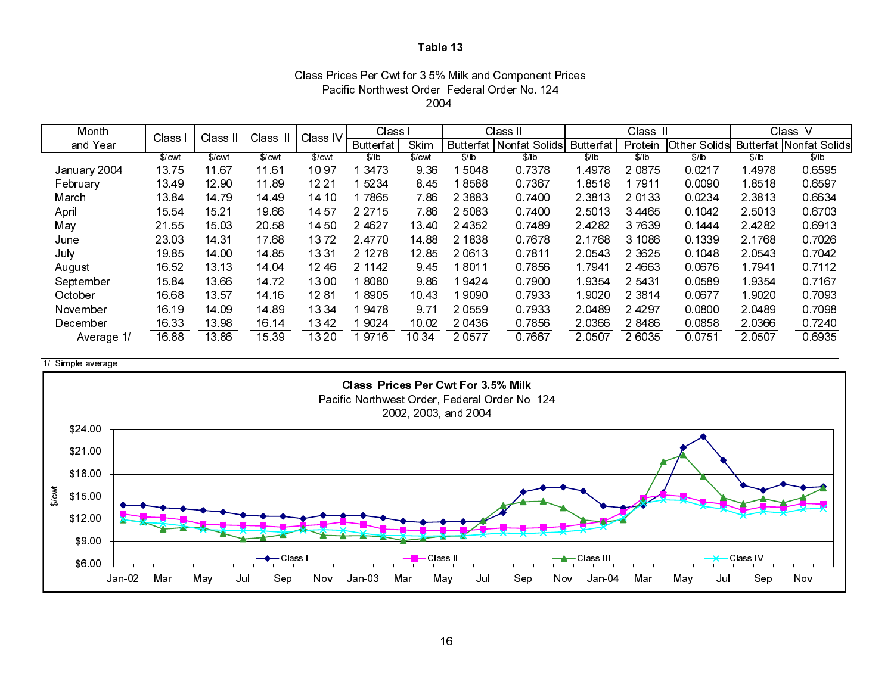# Table 13

Class Prices Per Cwt for 3.5% Milk and Component Prices
Pacific Northwest Order, Federal Order No. 124
2004

| Month and Year | Class I | Class II | Class III | Class IV | Class I | | Class II | | Class III | | | Class IV | |
|---|---|---|---|---|---|---|---|---|---|---|---|---|---|
| | | | | | Butterfat | Skim | Butterfat | Nonfat Solids | Butterfat | Protein | Other Solids | Butterfat | Nonfat Solids |
| | $/cwt | $/cwt | $/cwt | $/cwt | $/lb | $/cwt | $/lb | $/lb | $/lb | $/lb | $/lb | $/lb | $/lb |
| January 2004 | 13.75 | 11.67 | 11.61 | 10.97 | 1.3473 | 9.36 | 1.5048 | 0.7378 | 1.4978 | 2.0875 | 0.0217 | 1.4978 | 0.6595 |
| February | 13.49 | 12.90 | 11.89 | 12.21 | 1.5234 | 8.45 | 1.8588 | 0.7367 | 1.8518 | 1.7911 | 0.0090 | 1.8518 | 0.6597 |
| March | 13.84 | 14.79 | 14.49 | 14.10 | 1.7865 | 7.86 | 2.3883 | 0.7400 | 2.3813 | 2.0133 | 0.0234 | 2.3813 | 0.6634 |
| April | 15.54 | 15.21 | 19.66 | 14.57 | 2.2715 | 7.86 | 2.5083 | 0.7400 | 2.5013 | 3.4465 | 0.1042 | 2.5013 | 0.6703 |
| May | 21.55 | 15.03 | 20.58 | 14.50 | 2.4627 | 13.40 | 2.4352 | 0.7489 | 2.4282 | 3.7639 | 0.1444 | 2.4282 | 0.6913 |
| June | 23.03 | 14.31 | 17.68 | 13.72 | 2.4770 | 14.88 | 2.1838 | 0.7678 | 2.1768 | 3.1086 | 0.1339 | 2.1768 | 0.7026 |
| July | 19.85 | 14.00 | 14.85 | 13.31 | 2.1278 | 12.85 | 2.0613 | 0.7811 | 2.0543 | 2.3625 | 0.1048 | 2.0543 | 0.7042 |
| August | 16.52 | 13.13 | 14.04 | 12.46 | 2.1142 | 9.45 | 1.8011 | 0.7856 | 1.7941 | 2.4663 | 0.0676 | 1.7941 | 0.7112 |
| September | 15.84 | 13.66 | 14.72 | 13.00 | 1.8080 | 9.86 | 1.9424 | 0.7900 | 1.9354 | 2.5431 | 0.0589 | 1.9354 | 0.7167 |
| October | 16.68 | 13.57 | 14.16 | 12.81 | 1.8905 | 10.43 | 1.9090 | 0.7933 | 1.9020 | 2.3814 | 0.0677 | 1.9020 | 0.7093 |
| November | 16.19 | 14.09 | 14.89 | 13.34 | 1.9478 | 9.71 | 2.0559 | 0.7933 | 2.0489 | 2.4297 | 0.0800 | 2.0489 | 0.7098 |
| December | 16.33 | 13.98 | 16.14 | 13.42 | 1.9024 | 10.02 | 2.0436 | 0.7856 | 2.0366 | 2.8486 | 0.0858 | 2.0366 | 0.7240 |
| Average 1/ | 16.88 | 13.86 | 15.39 | 13.20 | 1.9716 | 10.34 | 2.0577 | 0.7667 | 2.0507 | 2.6035 | 0.0751 | 2.0507 | 0.6935 |

1/ Simple average.

**Class Prices Per Cwt For 3.5% Milk**
Pacific Northwest Order, Federal Order No. 124
2002, 2003, and 2004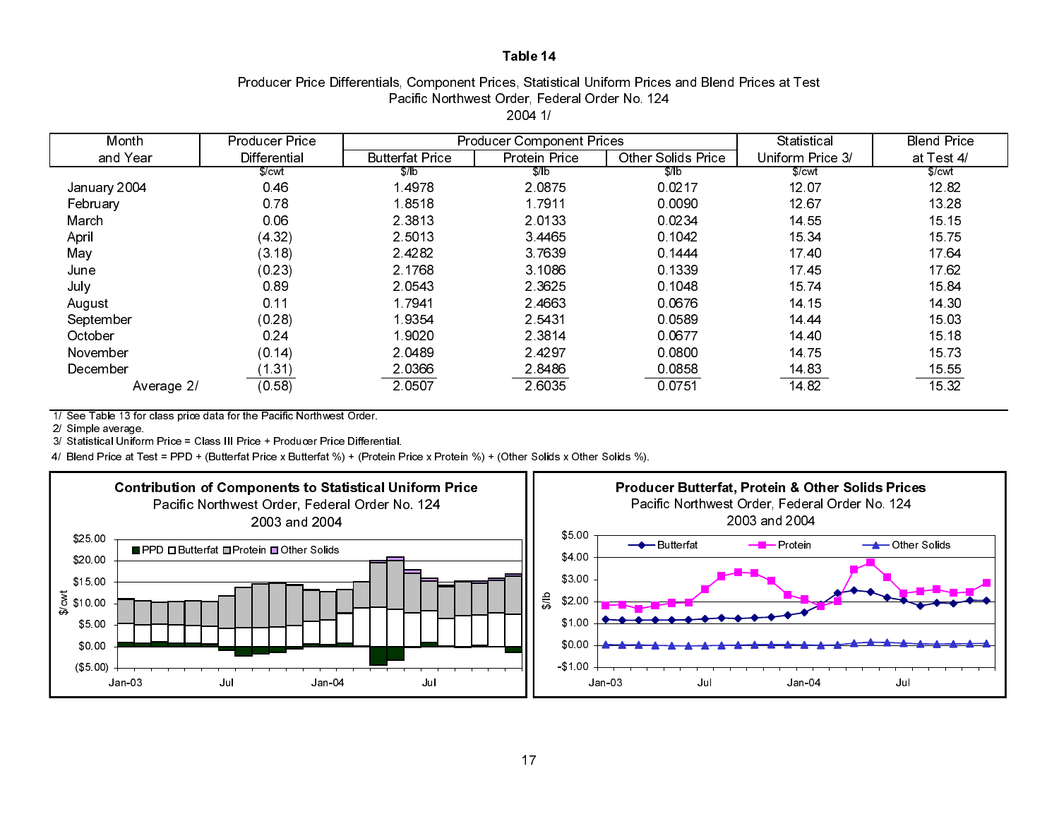# Table 14

Producer Price Differentials, Component Prices, Statistical Uniform Prices and Blend Prices at Test
Pacific Northwest Order, Federal Order No. 124
2004 1/

| Month and Year | Producer Price Differential | Producer Component Prices | | | Statistical Uniform Price 3/ | Blend Price at Test 4/ |
|---|---|---|---|---|---|---|
| | | Butterfat Price | Protein Price | Other Solids Price | | |
| | $/cwt | $/lb | $/lb | $/lb | $/cwt | $/cwt |
| January 2004 | 0.46 | 1.4978 | 2.0875 | 0.0217 | 12.07 | 12.82 |
| February | 0.78 | 1.8518 | 1.7911 | 0.0090 | 12.67 | 13.28 |
| March | 0.06 | 2.3813 | 2.0133 | 0.0234 | 14.55 | 15.15 |
| April | (4.32) | 2.5013 | 3.4465 | 0.1042 | 15.34 | 15.75 |
| May | (3.18) | 2.4282 | 3.7639 | 0.1444 | 17.40 | 17.64 |
| June | (0.23) | 2.1768 | 3.1086 | 0.1339 | 17.45 | 17.62 |
| July | 0.89 | 2.0543 | 2.3625 | 0.1048 | 15.74 | 15.84 |
| August | 0.11 | 1.7941 | 2.4663 | 0.0676 | 14.15 | 14.30 |
| September | (0.28) | 1.9354 | 2.5431 | 0.0589 | 14.44 | 15.03 |
| October | 0.24 | 1.9020 | 2.3814 | 0.0677 | 14.40 | 15.18 |
| November | (0.14) | 2.0489 | 2.4297 | 0.0800 | 14.75 | 15.73 |
| December | (1.31) | 2.0366 | 2.8486 | 0.0858 | 14.83 | 15.55 |
| Average 2/ | (0.58) | 2.0507 | 2.6035 | 0.0751 | 14.82 | 15.32 |

1/ See Table 13 for class price data for the Pacific Northwest Order.
2/ Simple average.
3/ Statistical Uniform Price = Class III Price + Producer Price Differential.
4/ Blend Price at Test = PPD + (Butterfat Price x Butterfat %) + (Protein Price x Protein %) + (Other Solids x Other Solids %).

**Contribution of Components to Statistical Uniform Price**
Pacific Northwest Order, Federal Order No. 124
2003 and 2004

**Producer Butterfat, Protein & Other Solids Prices**
Pacific Northwest Order, Federal Order No. 124
2003 and 2004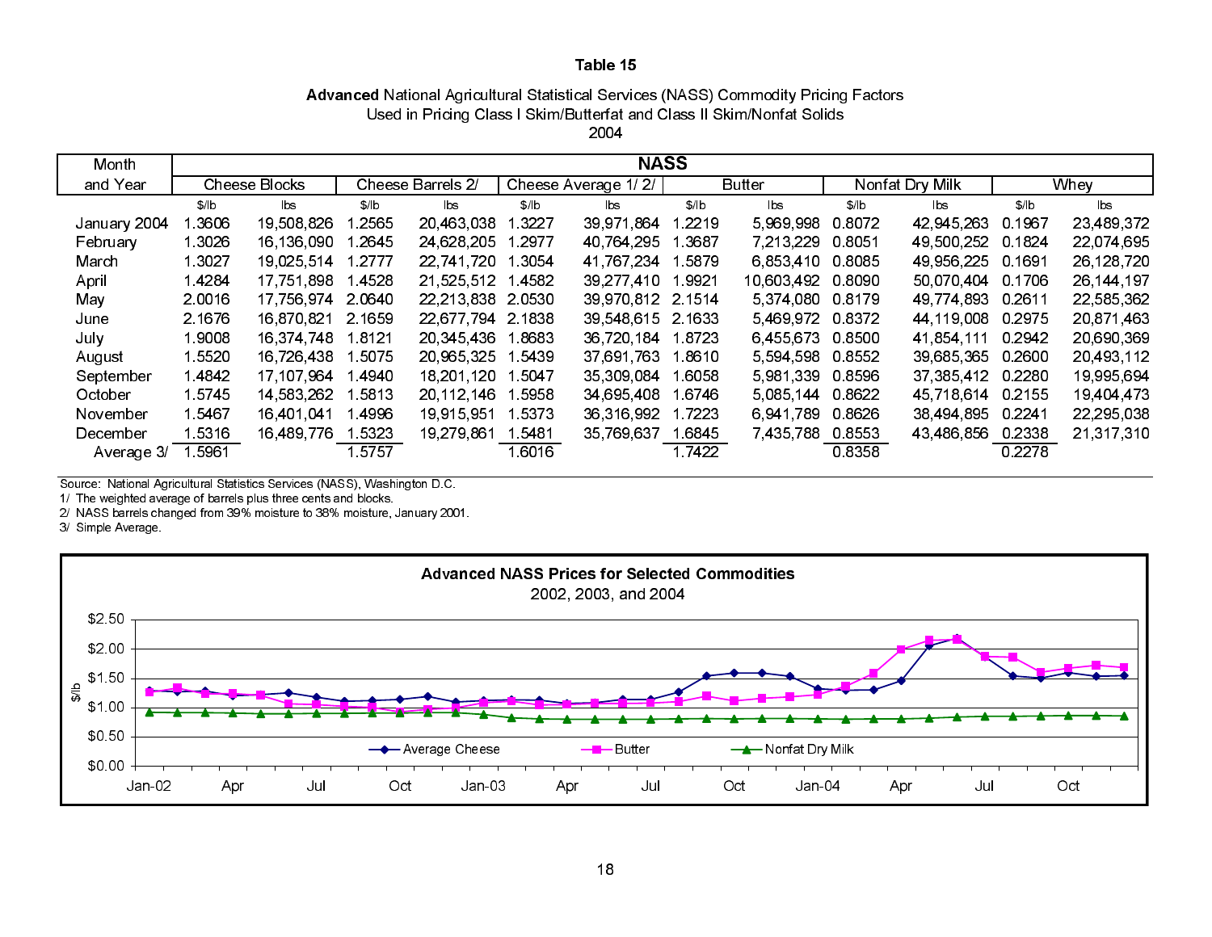**Table 15**

**Advanced** National Agricultural Statistical Services (NASS) Commodity Pricing Factors
Used in Pricing Class I Skim/Butterfat and Class II Skim/Nonfat Solids
2004

| Month and Year | NASS | | | | | | | | | | | |
|---|---|---|---|---|---|---|---|---|---|---|---|---|
| | Cheese Blocks | | Cheese Barrels 2/ | | Cheese Average 1/ 2/ | | Butter | | Nonfat Dry Milk | | Whey | |
| | $/lb | lbs | $/lb | lbs | $/lb | lbs | $/lb | lbs | $/lb | lbs | $/lb | lbs |
| January 2004 | 1.3606 | 19,508,826 | 1.2565 | 20,463,038 | 1.3227 | 39,971,864 | 1.2219 | 5,969,998 | 0.8072 | 42,945,263 | 0.1967 | 23,489,372 |
| February | 1.3026 | 16,136,090 | 1.2645 | 24,628,205 | 1.2977 | 40,764,295 | 1.3687 | 7,213,229 | 0.8051 | 49,500,252 | 0.1824 | 22,074,695 |
| March | 1.3027 | 19,025,514 | 1.2777 | 22,741,720 | 1.3054 | 41,767,234 | 1.5879 | 6,853,410 | 0.8085 | 49,956,225 | 0.1691 | 26,128,720 |
| April | 1.4284 | 17,751,898 | 1.4528 | 21,525,512 | 1.4582 | 39,277,410 | 1.9921 | 10,603,492 | 0.8090 | 50,070,404 | 0.1706 | 26,144,197 |
| May | 2.0016 | 17,756,974 | 2.0640 | 22,213,838 | 2.0530 | 39,970,812 | 2.1514 | 5,374,080 | 0.8179 | 49,774,893 | 0.2611 | 22,585,362 |
| June | 2.1676 | 16,870,821 | 2.1659 | 22,677,794 | 2.1838 | 39,548,615 | 2.1633 | 5,469,972 | 0.8372 | 44,119,008 | 0.2975 | 20,871,463 |
| July | 1.9008 | 16,374,748 | 1.8121 | 20,345,436 | 1.8683 | 36,720,184 | 1.8723 | 6,455,673 | 0.8500 | 41,854,111 | 0.2942 | 20,690,369 |
| August | 1.5520 | 16,726,438 | 1.5075 | 20,965,325 | 1.5439 | 37,691,763 | 1.8610 | 5,594,598 | 0.8552 | 39,685,365 | 0.2600 | 20,493,112 |
| September | 1.4842 | 17,107,964 | 1.4940 | 18,201,120 | 1.5047 | 35,309,084 | 1.6058 | 5,981,339 | 0.8596 | 37,385,412 | 0.2280 | 19,995,694 |
| October | 1.5745 | 14,583,262 | 1.5813 | 20,112,146 | 1.5958 | 34,695,408 | 1.6746 | 5,085,144 | 0.8622 | 45,718,614 | 0.2155 | 19,404,473 |
| November | 1.5467 | 16,401,041 | 1.4996 | 19,915,951 | 1.5373 | 36,316,992 | 1.7223 | 6,941,789 | 0.8626 | 38,494,895 | 0.2241 | 22,295,038 |
| December | 1.5316 | 16,489,776 | 1.5323 | 19,279,861 | 1.5481 | 35,769,637 | 1.6845 | 7,435,788 | 0.8553 | 43,486,856 | 0.2338 | 21,317,310 |
| Average 3/ | 1.5961 | | 1.5757 | | 1.6016 | | 1.7422 | | 0.8358 | | 0.2278 | |

Source: National Agricultural Statistics Services (NASS), Washington D.C.
1/ The weighted average of barrels plus three cents and blocks.
2/ NASS barrels changed from 39% moisture to 38% moisture, January 2001.
3/ Simple Average.

**Advanced NASS Prices for Selected Commodities**
2002, 2003, and 2004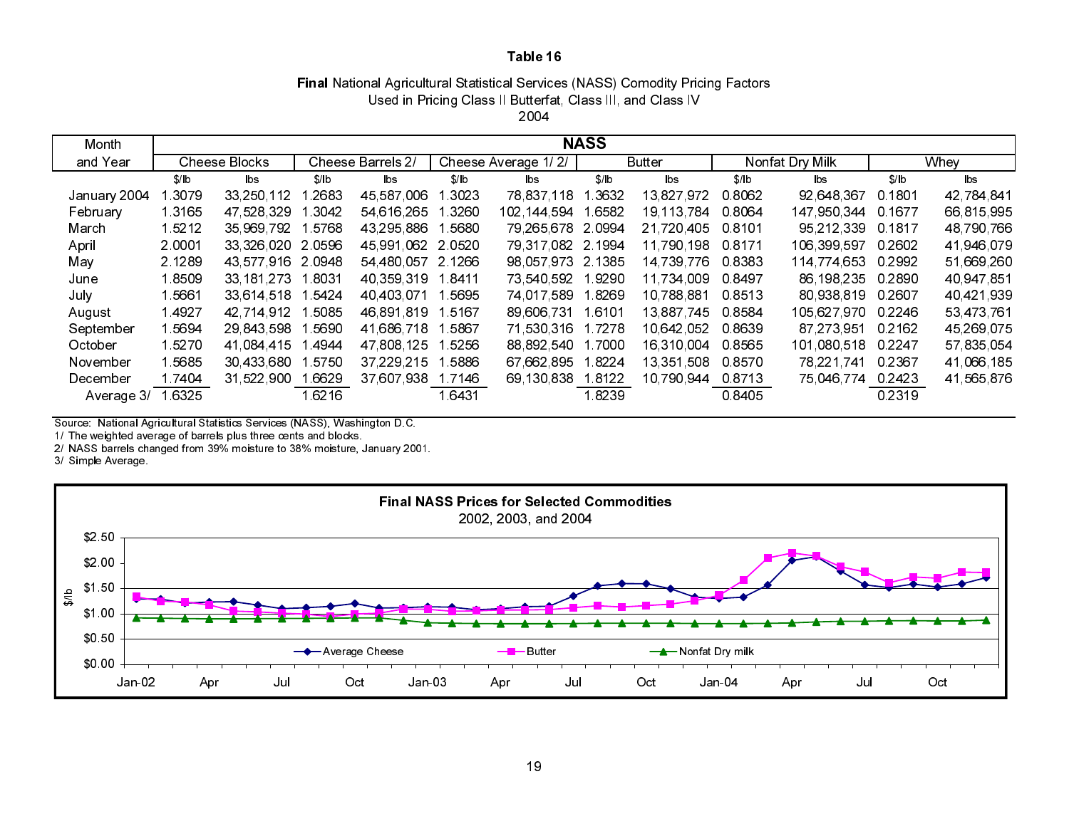Table 16

**Final** National Agricultural Statistical Services (NASS) Comodity Pricing Factors
Used in Pricing Class II Butterfat, Class III, and Class IV
2004

| Month and Year | NASS | | | | | | | | | | | |
|---|---|---|---|---|---|---|---|---|---|---|---|---|
| | Cheese Blocks | | Cheese Barrels 2/ | | Cheese Average 1/ 2/ | | Butter | | Nonfat Dry Milk | | Whey | |
| | $/lb | lbs | $/lb | lbs | $/lb | lbs | $/lb | lbs | $/lb | lbs | $/lb | lbs |
| January 2004 | 1.3079 | 33,250,112 | 1.2683 | 45,587,006 | 1.3023 | 78,837,118 | 1.3632 | 13,827,972 | 0.8062 | 92,648,367 | 0.1801 | 42,784,841 |
| February | 1.3165 | 47,528,329 | 1.3042 | 54,616,265 | 1.3260 | 102,144,594 | 1.6582 | 19,113,784 | 0.8064 | 147,950,344 | 0.1677 | 66,815,995 |
| March | 1.5212 | 35,969,792 | 1.5768 | 43,295,886 | 1.5680 | 79,265,678 | 2.0994 | 21,720,405 | 0.8101 | 95,212,339 | 0.1817 | 48,790,766 |
| April | 2.0001 | 33,326,020 | 2.0596 | 45,991,062 | 2.0520 | 79,317,082 | 2.1994 | 11,790,198 | 0.8171 | 106,399,597 | 0.2602 | 41,946,079 |
| May | 2.1289 | 43,577,916 | 2.0948 | 54,480,057 | 2.1266 | 98,057,973 | 2.1385 | 14,739,776 | 0.8383 | 114,774,653 | 0.2992 | 51,669,260 |
| June | 1.8509 | 33,181,273 | 1.8031 | 40,359,319 | 1.8411 | 73,540,592 | 1.9290 | 11,734,009 | 0.8497 | 86,198,235 | 0.2890 | 40,947,851 |
| July | 1.5661 | 33,614,518 | 1.5424 | 40,403,071 | 1.5695 | 74,017,589 | 1.8269 | 10,788,881 | 0.8513 | 80,938,819 | 0.2607 | 40,421,939 |
| August | 1.4927 | 42,714,912 | 1.5085 | 46,891,819 | 1.5167 | 89,606,731 | 1.6101 | 13,887,745 | 0.8584 | 105,627,970 | 0.2246 | 53,473,761 |
| September | 1.5694 | 29,843,598 | 1.5690 | 41,686,718 | 1.5867 | 71,530,316 | 1.7278 | 10,642,052 | 0.8639 | 87,273,951 | 0.2162 | 45,269,075 |
| October | 1.5270 | 41,084,415 | 1.4944 | 47,808,125 | 1.5256 | 88,892,540 | 1.7000 | 16,310,004 | 0.8565 | 101,080,518 | 0.2247 | 57,835,054 |
| November | 1.5685 | 30,433,680 | 1.5750 | 37,229,215 | 1.5886 | 67,662,895 | 1.8224 | 13,351,508 | 0.8570 | 78,221,741 | 0.2367 | 41,066,185 |
| December | 1.7404 | 31,522,900 | 1.6629 | 37,607,938 | 1.7146 | 69,130,838 | 1.8122 | 10,790,944 | 0.8713 | 75,046,774 | 0.2423 | 41,565,876 |
| Average 3/ | 1.6325 | | 1.6216 | | 1.6431 | | 1.8239 | | 0.8405 | | 0.2319 | |

Source: National Agricultural Statistics Services (NASS), Washington D.C.
1/ The weighted average of barrels plus three cents and blocks.
2/ NASS barrels changed from 39% moisture to 38% moisture, January 2001.
3/ Simple Average.

**Final NASS Prices for Selected Commodities**
2002, 2003, and 2004

$/lb
$2.50
$2.00
$1.50
$1.00
$0.50
$0.00

Jan-02 Apr Jul Oct Jan-03 Apr Jul Oct Jan-04 Apr Jul Oct

Average Cheese
Butter
Nonfat Dry milk